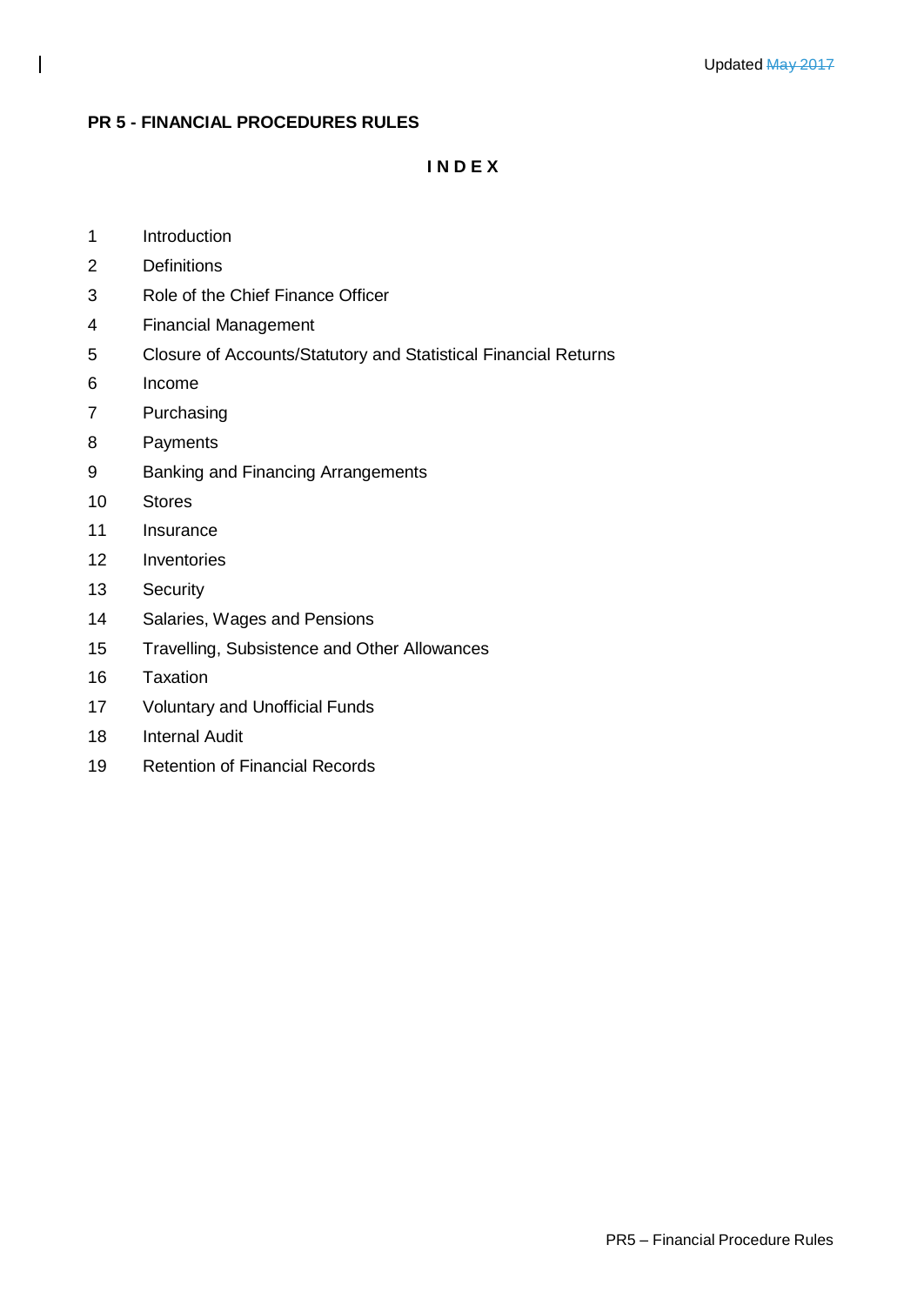Updated ~~May 2017~~

**PR 5 - FINANCIAL PROCEDURES RULES**

**I N D E X**

1 Introduction

2 Definitions

3 Role of the Chief Finance Officer

4 Financial Management

5 Closure of Accounts/Statutory and Statistical Financial Returns

6 Income

7 Purchasing

8 Payments

9 Banking and Financing Arrangements

10 Stores

11 Insurance

12 Inventories

13 Security

14 Salaries, Wages and Pensions

15 Travelling, Subsistence and Other Allowances

16 Taxation

17 Voluntary and Unofficial Funds

18 Internal Audit

19 Retention of Financial Records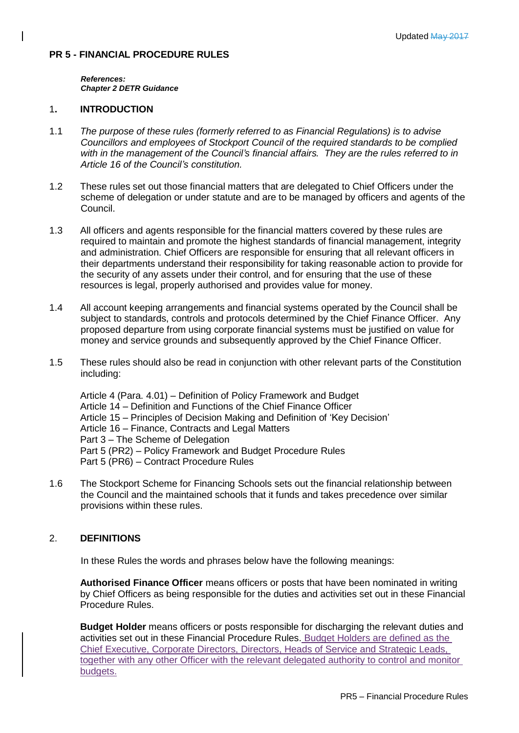# PR 5 - FINANCIAL PROCEDURE RULES

***References:***
***Chapter 2 DETR Guidance***

## 1. INTRODUCTION

1.1 *The purpose of these rules (formerly referred to as Financial Regulations) is to advise Councillors and employees of Stockport Council of the required standards to be complied with in the management of the Council's financial affairs. They are the rules referred to in Article 16 of the Council's constitution.*

1.2 These rules set out those financial matters that are delegated to Chief Officers under the scheme of delegation or under statute and are to be managed by officers and agents of the Council.

1.3 All officers and agents responsible for the financial matters covered by these rules are required to maintain and promote the highest standards of financial management, integrity and administration. Chief Officers are responsible for ensuring that all relevant officers in their departments understand their responsibility for taking reasonable action to provide for the security of any assets under their control, and for ensuring that the use of these resources is legal, properly authorised and provides value for money.

1.4 All account keeping arrangements and financial systems operated by the Council shall be subject to standards, controls and protocols determined by the Chief Finance Officer. Any proposed departure from using corporate financial systems must be justified on value for money and service grounds and subsequently approved by the Chief Finance Officer.

1.5 These rules should also be read in conjunction with other relevant parts of the Constitution including:

Article 4 (Para. 4.01) – Definition of Policy Framework and Budget
Article 14 – Definition and Functions of the Chief Finance Officer
Article 15 – Principles of Decision Making and Definition of 'Key Decision'
Article 16 – Finance, Contracts and Legal Matters
Part 3 – The Scheme of Delegation
Part 5 (PR2) – Policy Framework and Budget Procedure Rules
Part 5 (PR6) – Contract Procedure Rules

1.6 The Stockport Scheme for Financing Schools sets out the financial relationship between the Council and the maintained schools that it funds and takes precedence over similar provisions within these rules.

## 2. DEFINITIONS

In these Rules the words and phrases below have the following meanings:

**Authorised Finance Officer** means officers or posts that have been nominated in writing by Chief Officers as being responsible for the duties and activities set out in these Financial Procedure Rules.

**Budget Holder** means officers or posts responsible for discharging the relevant duties and activities set out in these Financial Procedure Rules. Budget Holders are defined as the Chief Executive, Corporate Directors, Directors, Heads of Service and Strategic Leads, together with any other Officer with the relevant delegated authority to control and monitor budgets.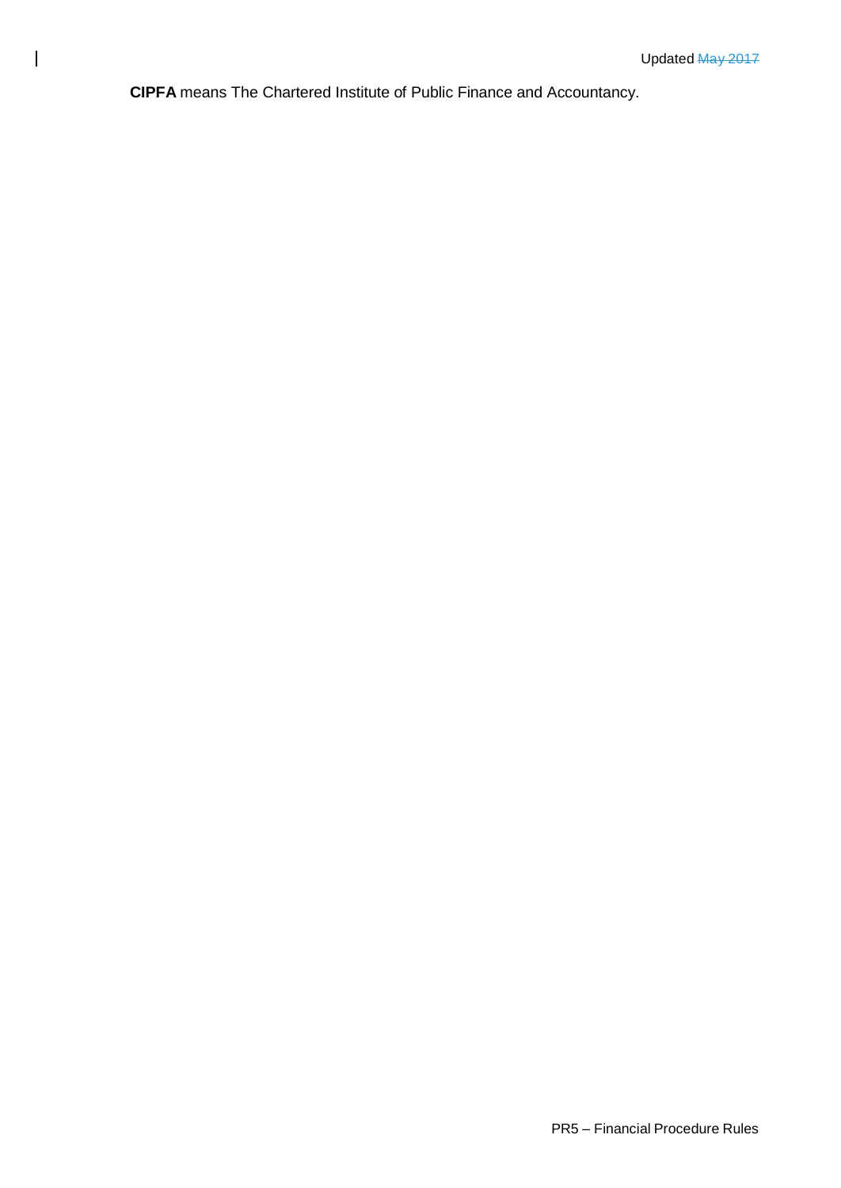**CIPFA** means The Chartered Institute of Public Finance and Accountancy.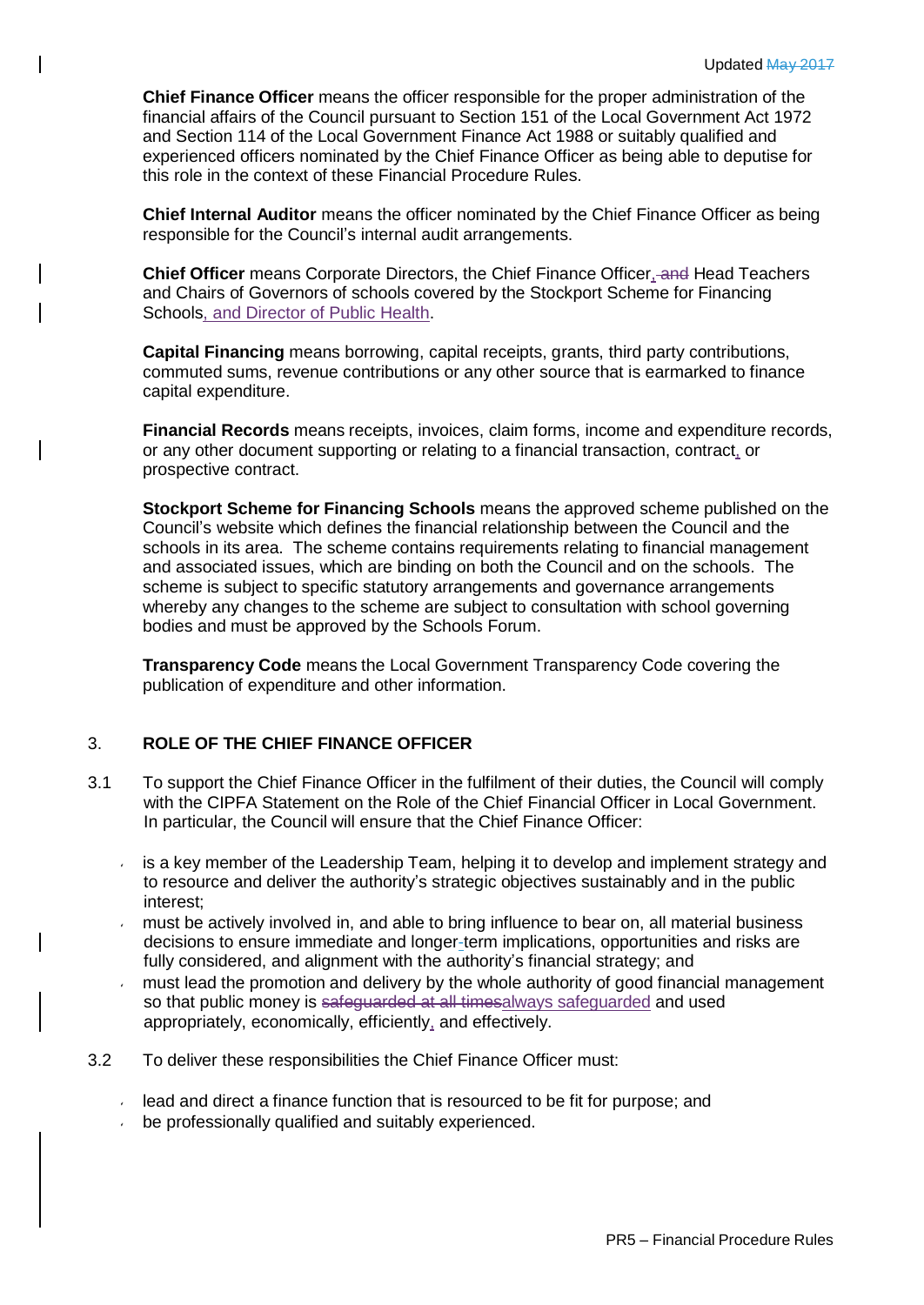**Chief Finance Officer** means the officer responsible for the proper administration of the financial affairs of the Council pursuant to Section 151 of the Local Government Act 1972 and Section 114 of the Local Government Finance Act 1988 or suitably qualified and experienced officers nominated by the Chief Finance Officer as being able to deputise for this role in the context of these Financial Procedure Rules.

**Chief Internal Auditor** means the officer nominated by the Chief Finance Officer as being responsible for the Council's internal audit arrangements.

**Chief Officer** means Corporate Directors, the Chief Finance Officer, Head Teachers and Chairs of Governors of schools covered by the Stockport Scheme for Financing Schools, and Director of Public Health.

**Capital Financing** means borrowing, capital receipts, grants, third party contributions, commuted sums, revenue contributions or any other source that is earmarked to finance capital expenditure.

**Financial Records** means receipts, invoices, claim forms, income and expenditure records, or any other document supporting or relating to a financial transaction, contract, or prospective contract.

**Stockport Scheme for Financing Schools** means the approved scheme published on the Council's website which defines the financial relationship between the Council and the schools in its area. The scheme contains requirements relating to financial management and associated issues, which are binding on both the Council and on the schools. The scheme is subject to specific statutory arrangements and governance arrangements whereby any changes to the scheme are subject to consultation with school governing bodies and must be approved by the Schools Forum.

**Transparency Code** means the Local Government Transparency Code covering the publication of expenditure and other information.

## 3. ROLE OF THE CHIEF FINANCE OFFICER

3.1 To support the Chief Finance Officer in the fulfilment of their duties, the Council will comply with the CIPFA Statement on the Role of the Chief Financial Officer in Local Government. In particular, the Council will ensure that the Chief Finance Officer:

- is a key member of the Leadership Team, helping it to develop and implement strategy and to resource and deliver the authority's strategic objectives sustainably and in the public interest;
- must be actively involved in, and able to bring influence to bear on, all material business decisions to ensure immediate and longer-term implications, opportunities and risks are fully considered, and alignment with the authority's financial strategy; and
- must lead the promotion and delivery by the whole authority of good financial management so that public money is always safeguarded and used appropriately, economically, efficiently, and effectively.

3.2 To deliver these responsibilities the Chief Finance Officer must:

- lead and direct a finance function that is resourced to be fit for purpose; and
- be professionally qualified and suitably experienced.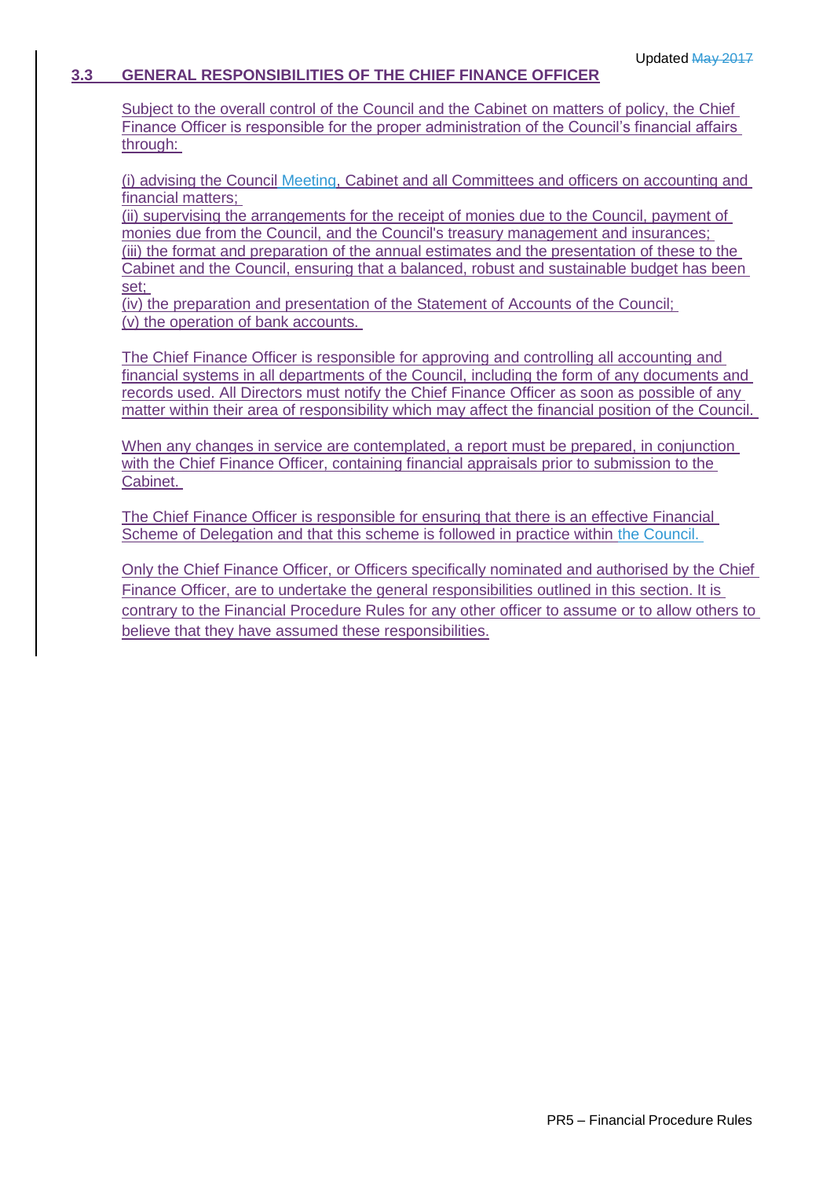## 3.3 GENERAL RESPONSIBILITIES OF THE CHIEF FINANCE OFFICER

Subject to the overall control of the Council and the Cabinet on matters of policy, the Chief Finance Officer is responsible for the proper administration of the Council's financial affairs through:

(i) advising the Council Meeting, Cabinet and all Committees and officers on accounting and financial matters;
(ii) supervising the arrangements for the receipt of monies due to the Council, payment of monies due from the Council, and the Council's treasury management and insurances;
(iii) the format and preparation of the annual estimates and the presentation of these to the Cabinet and the Council, ensuring that a balanced, robust and sustainable budget has been set;
(iv) the preparation and presentation of the Statement of Accounts of the Council;
(v) the operation of bank accounts.

The Chief Finance Officer is responsible for approving and controlling all accounting and financial systems in all departments of the Council, including the form of any documents and records used. All Directors must notify the Chief Finance Officer as soon as possible of any matter within their area of responsibility which may affect the financial position of the Council.

When any changes in service are contemplated, a report must be prepared, in conjunction with the Chief Finance Officer, containing financial appraisals prior to submission to the Cabinet.

The Chief Finance Officer is responsible for ensuring that there is an effective Financial Scheme of Delegation and that this scheme is followed in practice within the Council.

Only the Chief Finance Officer, or Officers specifically nominated and authorised by the Chief Finance Officer, are to undertake the general responsibilities outlined in this section. It is contrary to the Financial Procedure Rules for any other officer to assume or to allow others to believe that they have assumed these responsibilities.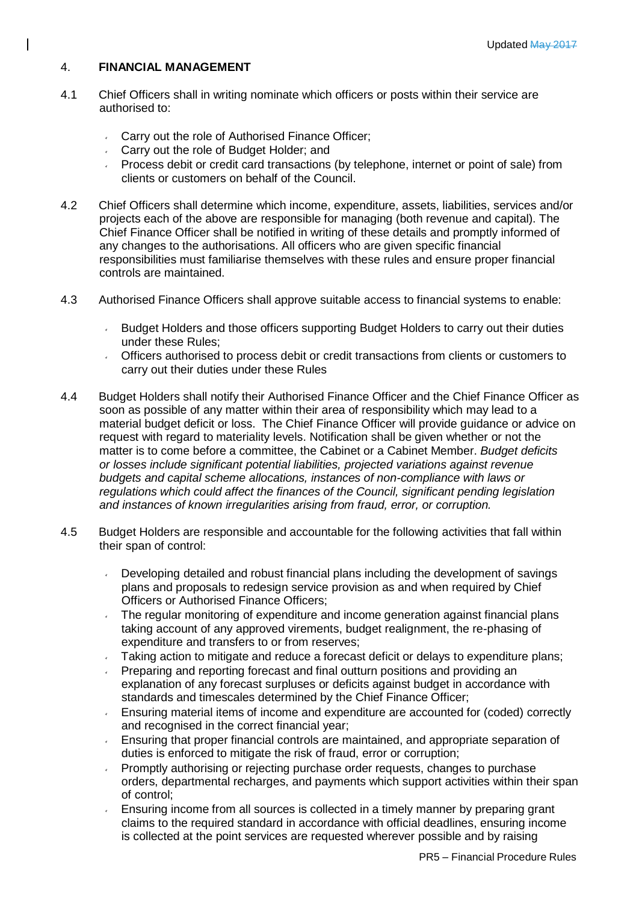## 4. FINANCIAL MANAGEMENT

4.1 Chief Officers shall in writing nominate which officers or posts within their service are authorised to:

- Carry out the role of Authorised Finance Officer;
- Carry out the role of Budget Holder; and
- Process debit or credit card transactions (by telephone, internet or point of sale) from clients or customers on behalf of the Council.

4.2 Chief Officers shall determine which income, expenditure, assets, liabilities, services and/or projects each of the above are responsible for managing (both revenue and capital). The Chief Finance Officer shall be notified in writing of these details and promptly informed of any changes to the authorisations. All officers who are given specific financial responsibilities must familiarise themselves with these rules and ensure proper financial controls are maintained.

4.3 Authorised Finance Officers shall approve suitable access to financial systems to enable:

- Budget Holders and those officers supporting Budget Holders to carry out their duties under these Rules;
- Officers authorised to process debit or credit transactions from clients or customers to carry out their duties under these Rules

4.4 Budget Holders shall notify their Authorised Finance Officer and the Chief Finance Officer as soon as possible of any matter within their area of responsibility which may lead to a material budget deficit or loss. The Chief Finance Officer will provide guidance or advice on request with regard to materiality levels. Notification shall be given whether or not the matter is to come before a committee, the Cabinet or a Cabinet Member. *Budget deficits or losses include significant potential liabilities, projected variations against revenue budgets and capital scheme allocations, instances of non-compliance with laws or regulations which could affect the finances of the Council, significant pending legislation and instances of known irregularities arising from fraud, error, or corruption.*

4.5 Budget Holders are responsible and accountable for the following activities that fall within their span of control:

- Developing detailed and robust financial plans including the development of savings plans and proposals to redesign service provision as and when required by Chief Officers or Authorised Finance Officers;
- The regular monitoring of expenditure and income generation against financial plans taking account of any approved virements, budget realignment, the re-phasing of expenditure and transfers to or from reserves;
- Taking action to mitigate and reduce a forecast deficit or delays to expenditure plans;
- Preparing and reporting forecast and final outturn positions and providing an explanation of any forecast surpluses or deficits against budget in accordance with standards and timescales determined by the Chief Finance Officer;
- Ensuring material items of income and expenditure are accounted for (coded) correctly and recognised in the correct financial year;
- Ensuring that proper financial controls are maintained, and appropriate separation of duties is enforced to mitigate the risk of fraud, error or corruption;
- Promptly authorising or rejecting purchase order requests, changes to purchase orders, departmental recharges, and payments which support activities within their span of control;
- Ensuring income from all sources is collected in a timely manner by preparing grant claims to the required standard in accordance with official deadlines, ensuring income is collected at the point services are requested wherever possible and by raising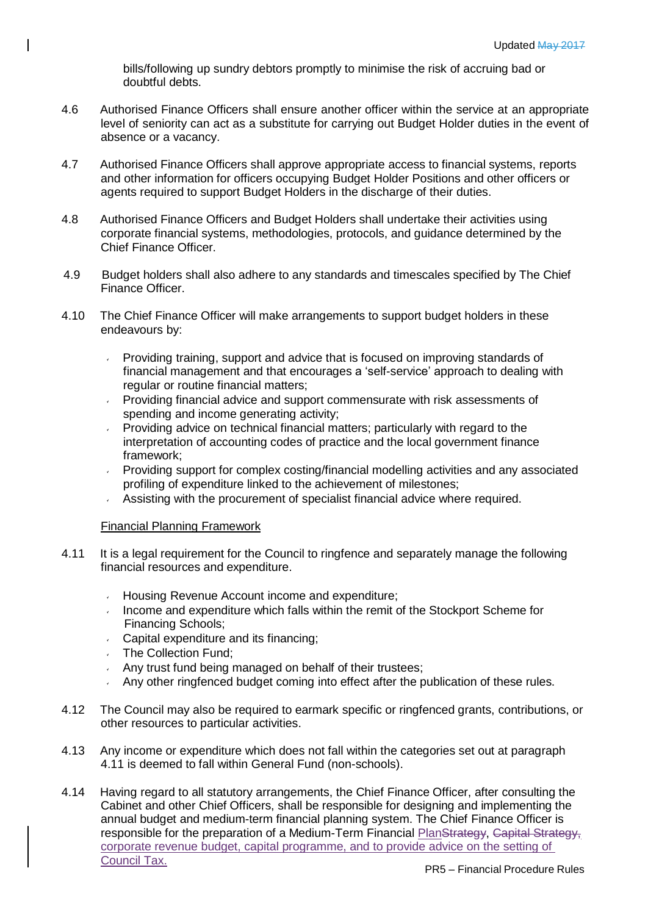bills/following up sundry debtors promptly to minimise the risk of accruing bad or doubtful debts.

4.6 Authorised Finance Officers shall ensure another officer within the service at an appropriate level of seniority can act as a substitute for carrying out Budget Holder duties in the event of absence or a vacancy.

4.7 Authorised Finance Officers shall approve appropriate access to financial systems, reports and other information for officers occupying Budget Holder Positions and other officers or agents required to support Budget Holders in the discharge of their duties.

4.8 Authorised Finance Officers and Budget Holders shall undertake their activities using corporate financial systems, methodologies, protocols, and guidance determined by the Chief Finance Officer.

4.9 Budget holders shall also adhere to any standards and timescales specified by The Chief Finance Officer.

4.10 The Chief Finance Officer will make arrangements to support budget holders in these endeavours by:

- Providing training, support and advice that is focused on improving standards of financial management and that encourages a 'self-service' approach to dealing with regular or routine financial matters;
- Providing financial advice and support commensurate with risk assessments of spending and income generating activity;
- Providing advice on technical financial matters; particularly with regard to the interpretation of accounting codes of practice and the local government finance framework;
- Providing support for complex costing/financial modelling activities and any associated profiling of expenditure linked to the achievement of milestones;
- Assisting with the procurement of specialist financial advice where required.

Financial Planning Framework

4.11 It is a legal requirement for the Council to ringfence and separately manage the following financial resources and expenditure.

- Housing Revenue Account income and expenditure;
- Income and expenditure which falls within the remit of the Stockport Scheme for Financing Schools;
- Capital expenditure and its financing;
- The Collection Fund;
- Any trust fund being managed on behalf of their trustees;
- Any other ringfenced budget coming into effect after the publication of these rules.

4.12 The Council may also be required to earmark specific or ringfenced grants, contributions, or other resources to particular activities.

4.13 Any income or expenditure which does not fall within the categories set out at paragraph 4.11 is deemed to fall within General Fund (non-schools).

4.14 Having regard to all statutory arrangements, the Chief Finance Officer, after consulting the Cabinet and other Chief Officers, shall be responsible for designing and implementing the annual budget and medium-term financial planning system. The Chief Finance Officer is responsible for the preparation of a Medium-Term Financial Plan~~Strategy~~, ~~Capital Strategy,~~ corporate revenue budget, capital programme, and to provide advice on the setting of Council Tax.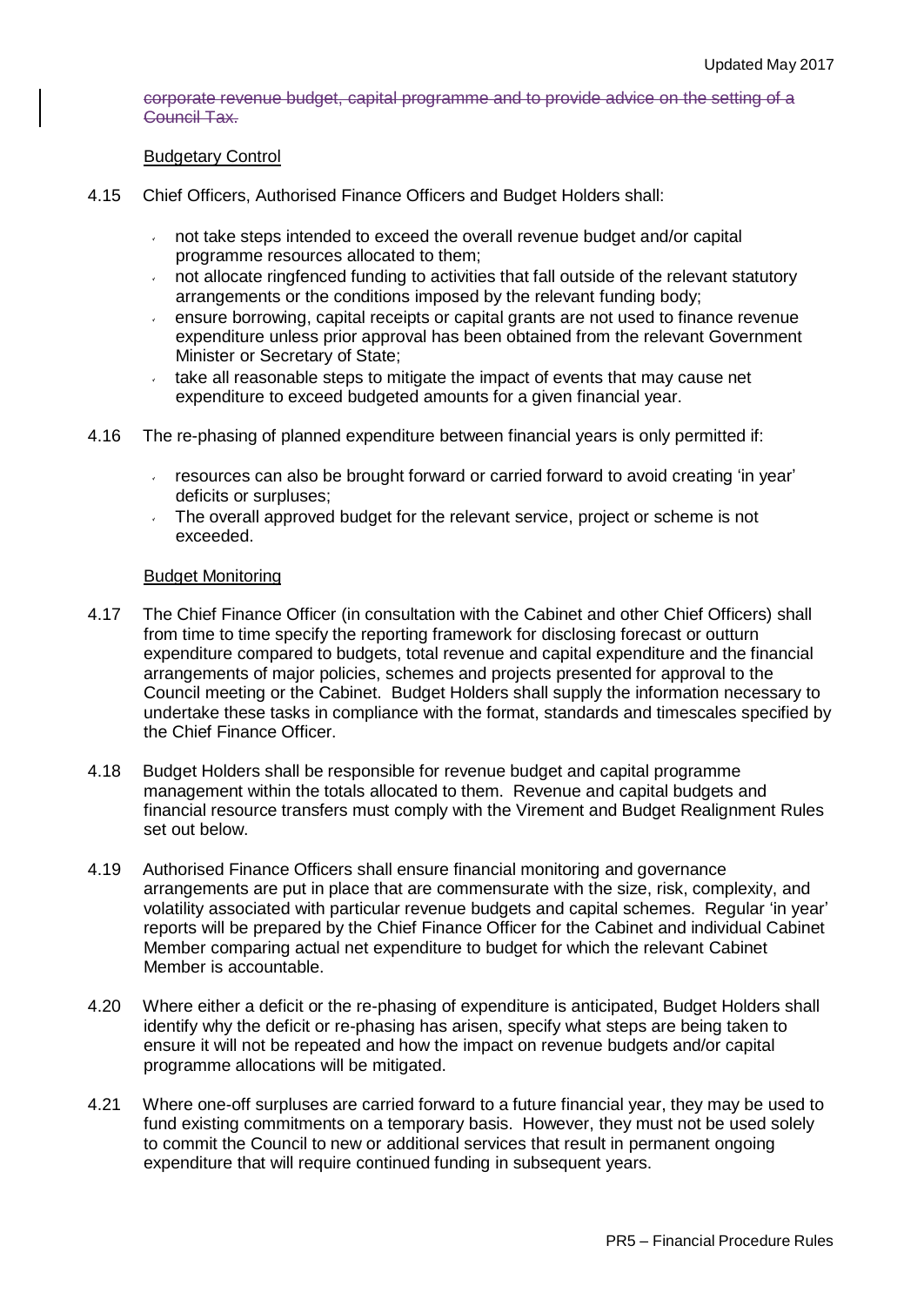~~corporate revenue budget, capital programme and to provide advice on the setting of a Council Tax.~~

Budgetary Control

4.15 Chief Officers, Authorised Finance Officers and Budget Holders shall:

- not take steps intended to exceed the overall revenue budget and/or capital programme resources allocated to them;
- not allocate ringfenced funding to activities that fall outside of the relevant statutory arrangements or the conditions imposed by the relevant funding body;
- ensure borrowing, capital receipts or capital grants are not used to finance revenue expenditure unless prior approval has been obtained from the relevant Government Minister or Secretary of State;
- take all reasonable steps to mitigate the impact of events that may cause net expenditure to exceed budgeted amounts for a given financial year.

4.16 The re-phasing of planned expenditure between financial years is only permitted if:

- resources can also be brought forward or carried forward to avoid creating 'in year' deficits or surpluses;
- The overall approved budget for the relevant service, project or scheme is not exceeded.

Budget Monitoring

4.17 The Chief Finance Officer (in consultation with the Cabinet and other Chief Officers) shall from time to time specify the reporting framework for disclosing forecast or outturn expenditure compared to budgets, total revenue and capital expenditure and the financial arrangements of major policies, schemes and projects presented for approval to the Council meeting or the Cabinet. Budget Holders shall supply the information necessary to undertake these tasks in compliance with the format, standards and timescales specified by the Chief Finance Officer.

4.18 Budget Holders shall be responsible for revenue budget and capital programme management within the totals allocated to them. Revenue and capital budgets and financial resource transfers must comply with the Virement and Budget Realignment Rules set out below.

4.19 Authorised Finance Officers shall ensure financial monitoring and governance arrangements are put in place that are commensurate with the size, risk, complexity, and volatility associated with particular revenue budgets and capital schemes. Regular 'in year' reports will be prepared by the Chief Finance Officer for the Cabinet and individual Cabinet Member comparing actual net expenditure to budget for which the relevant Cabinet Member is accountable.

4.20 Where either a deficit or the re-phasing of expenditure is anticipated, Budget Holders shall identify why the deficit or re-phasing has arisen, specify what steps are being taken to ensure it will not be repeated and how the impact on revenue budgets and/or capital programme allocations will be mitigated.

4.21 Where one-off surpluses are carried forward to a future financial year, they may be used to fund existing commitments on a temporary basis. However, they must not be used solely to commit the Council to new or additional services that result in permanent ongoing expenditure that will require continued funding in subsequent years.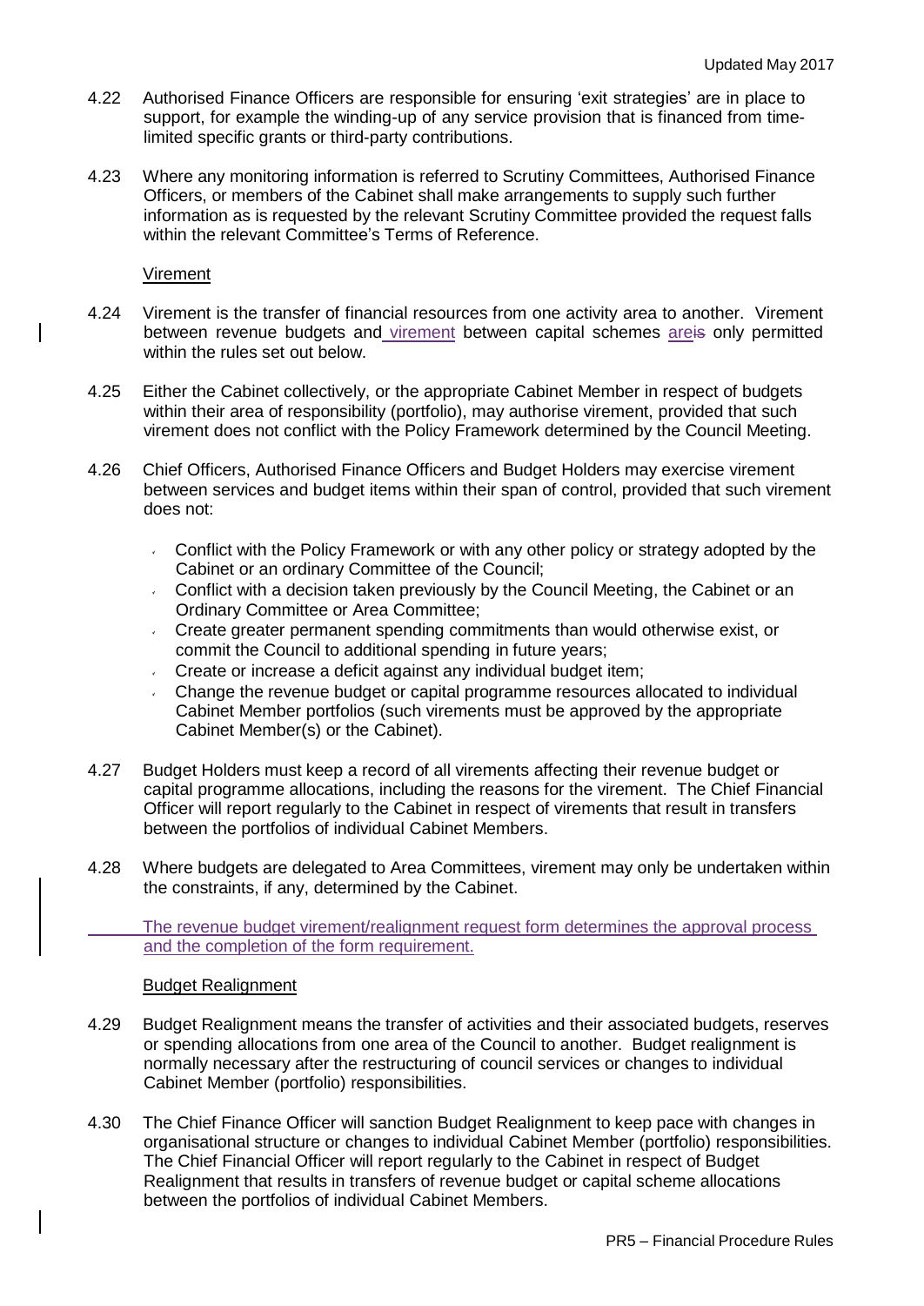4.22 Authorised Finance Officers are responsible for ensuring 'exit strategies' are in place to support, for example the winding-up of any service provision that is financed from time-limited specific grants or third-party contributions.

4.23 Where any monitoring information is referred to Scrutiny Committees, Authorised Finance Officers, or members of the Cabinet shall make arrangements to supply such further information as is requested by the relevant Scrutiny Committee provided the request falls within the relevant Committee's Terms of Reference.

Virement

4.24 Virement is the transfer of financial resources from one activity area to another. Virement between revenue budgets and virement between capital schemes are only permitted within the rules set out below.

4.25 Either the Cabinet collectively, or the appropriate Cabinet Member in respect of budgets within their area of responsibility (portfolio), may authorise virement, provided that such virement does not conflict with the Policy Framework determined by the Council Meeting.

4.26 Chief Officers, Authorised Finance Officers and Budget Holders may exercise virement between services and budget items within their span of control, provided that such virement does not:

- Conflict with the Policy Framework or with any other policy or strategy adopted by the Cabinet or an ordinary Committee of the Council;
- Conflict with a decision taken previously by the Council Meeting, the Cabinet or an Ordinary Committee or Area Committee;
- Create greater permanent spending commitments than would otherwise exist, or commit the Council to additional spending in future years;
- Create or increase a deficit against any individual budget item;
- Change the revenue budget or capital programme resources allocated to individual Cabinet Member portfolios (such virements must be approved by the appropriate Cabinet Member(s) or the Cabinet).

4.27 Budget Holders must keep a record of all virements affecting their revenue budget or capital programme allocations, including the reasons for the virement. The Chief Financial Officer will report regularly to the Cabinet in respect of virements that result in transfers between the portfolios of individual Cabinet Members.

4.28 Where budgets are delegated to Area Committees, virement may only be undertaken within the constraints, if any, determined by the Cabinet.

The revenue budget virement/realignment request form determines the approval process and the completion of the form requirement.

Budget Realignment

4.29 Budget Realignment means the transfer of activities and their associated budgets, reserves or spending allocations from one area of the Council to another. Budget realignment is normally necessary after the restructuring of council services or changes to individual Cabinet Member (portfolio) responsibilities.

4.30 The Chief Finance Officer will sanction Budget Realignment to keep pace with changes in organisational structure or changes to individual Cabinet Member (portfolio) responsibilities. The Chief Financial Officer will report regularly to the Cabinet in respect of Budget Realignment that results in transfers of revenue budget or capital scheme allocations between the portfolios of individual Cabinet Members.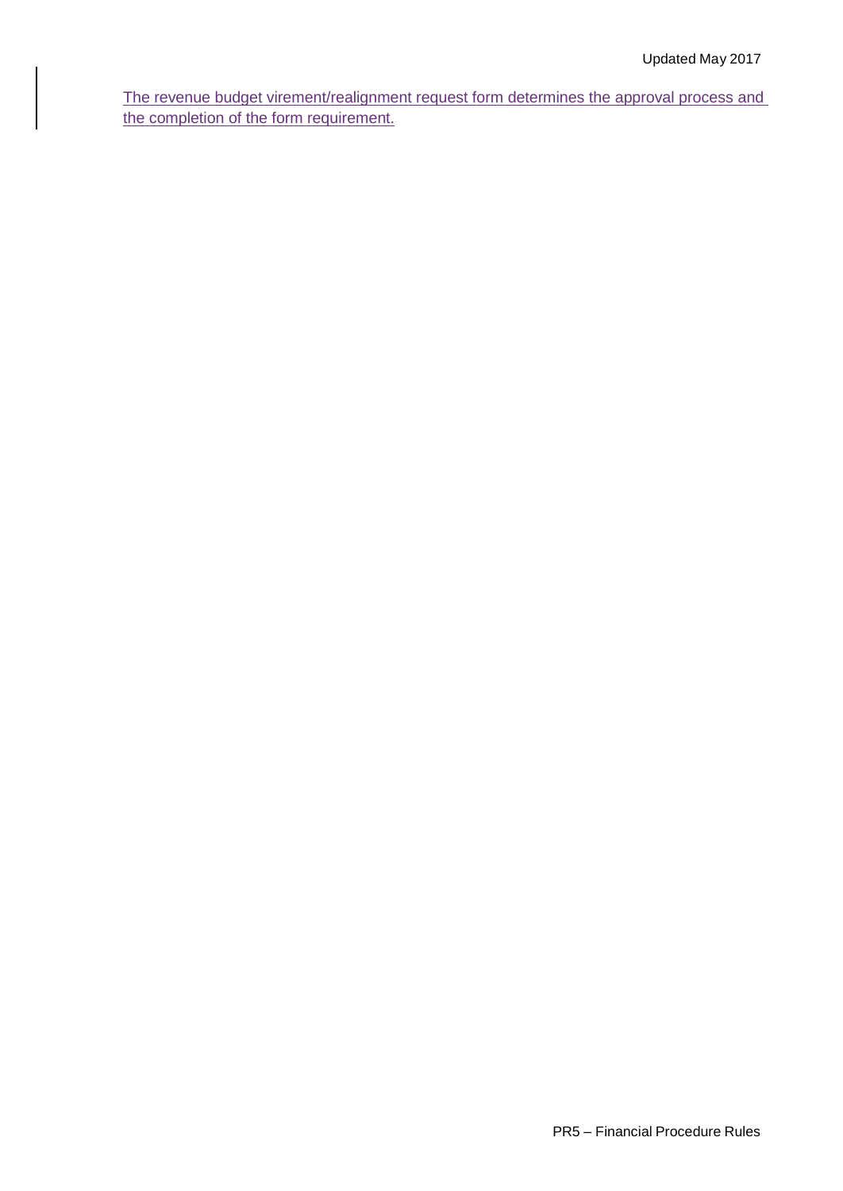The revenue budget virement/realignment request form determines the approval process and the completion of the form requirement.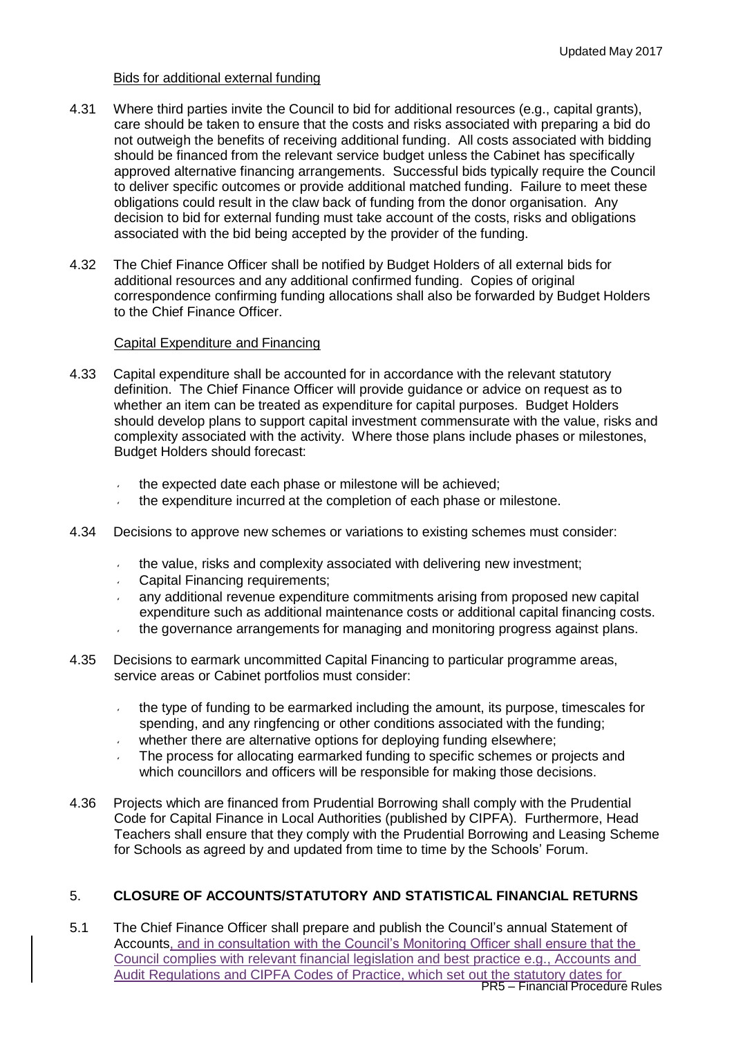Bids for additional external funding

4.31 Where third parties invite the Council to bid for additional resources (e.g., capital grants), care should be taken to ensure that the costs and risks associated with preparing a bid do not outweigh the benefits of receiving additional funding. All costs associated with bidding should be financed from the relevant service budget unless the Cabinet has specifically approved alternative financing arrangements. Successful bids typically require the Council to deliver specific outcomes or provide additional matched funding. Failure to meet these obligations could result in the claw back of funding from the donor organisation. Any decision to bid for external funding must take account of the costs, risks and obligations associated with the bid being accepted by the provider of the funding.

4.32 The Chief Finance Officer shall be notified by Budget Holders of all external bids for additional resources and any additional confirmed funding. Copies of original correspondence confirming funding allocations shall also be forwarded by Budget Holders to the Chief Finance Officer.

Capital Expenditure and Financing

4.33 Capital expenditure shall be accounted for in accordance with the relevant statutory definition. The Chief Finance Officer will provide guidance or advice on request as to whether an item can be treated as expenditure for capital purposes. Budget Holders should develop plans to support capital investment commensurate with the value, risks and complexity associated with the activity. Where those plans include phases or milestones, Budget Holders should forecast:

- the expected date each phase or milestone will be achieved;
- the expenditure incurred at the completion of each phase or milestone.

4.34 Decisions to approve new schemes or variations to existing schemes must consider:

- the value, risks and complexity associated with delivering new investment;
- Capital Financing requirements;
- any additional revenue expenditure commitments arising from proposed new capital expenditure such as additional maintenance costs or additional capital financing costs.
- the governance arrangements for managing and monitoring progress against plans.

4.35 Decisions to earmark uncommitted Capital Financing to particular programme areas, service areas or Cabinet portfolios must consider:

- the type of funding to be earmarked including the amount, its purpose, timescales for spending, and any ringfencing or other conditions associated with the funding;
- whether there are alternative options for deploying funding elsewhere;
- The process for allocating earmarked funding to specific schemes or projects and which councillors and officers will be responsible for making those decisions.

4.36 Projects which are financed from Prudential Borrowing shall comply with the Prudential Code for Capital Finance in Local Authorities (published by CIPFA). Furthermore, Head Teachers shall ensure that they comply with the Prudential Borrowing and Leasing Scheme for Schools as agreed by and updated from time to time by the Schools' Forum.

## 5. CLOSURE OF ACCOUNTS/STATUTORY AND STATISTICAL FINANCIAL RETURNS

5.1 The Chief Finance Officer shall prepare and publish the Council's annual Statement of Accounts, and in consultation with the Council's Monitoring Officer shall ensure that the Council complies with relevant financial legislation and best practice e.g., Accounts and Audit Regulations and CIPFA Codes of Practice, which set out the statutory dates for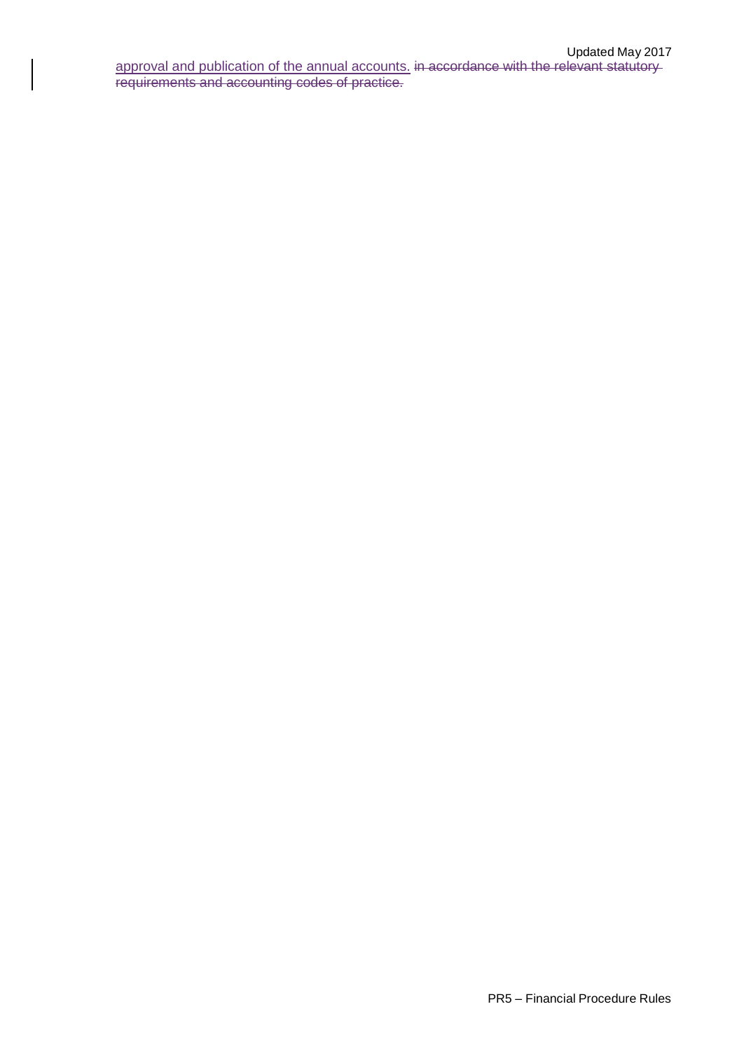approval and publication of the annual accounts. ~~in accordance with the relevant statutory requirements and accounting codes of practice.~~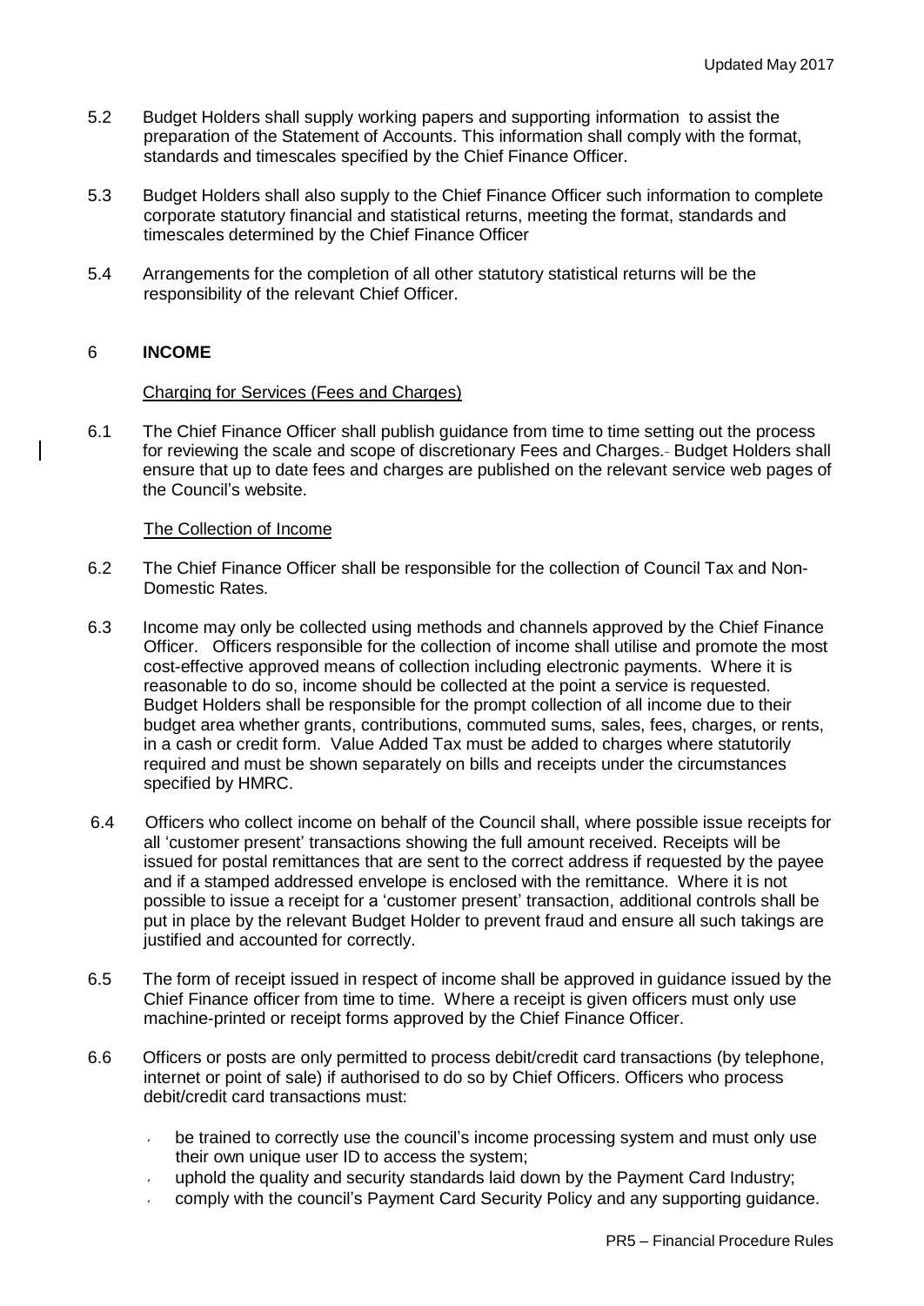5.2 Budget Holders shall supply working papers and supporting information to assist the preparation of the Statement of Accounts. This information shall comply with the format, standards and timescales specified by the Chief Finance Officer.

5.3 Budget Holders shall also supply to the Chief Finance Officer such information to complete corporate statutory financial and statistical returns, meeting the format, standards and timescales determined by the Chief Finance Officer

5.4 Arrangements for the completion of all other statutory statistical returns will be the responsibility of the relevant Chief Officer.

## 6 INCOME

### Charging for Services (Fees and Charges)

6.1 The Chief Finance Officer shall publish guidance from time to time setting out the process for reviewing the scale and scope of discretionary Fees and Charges. Budget Holders shall ensure that up to date fees and charges are published on the relevant service web pages of the Council's website.

### The Collection of Income

6.2 The Chief Finance Officer shall be responsible for the collection of Council Tax and Non-Domestic Rates.

6.3 Income may only be collected using methods and channels approved by the Chief Finance Officer. Officers responsible for the collection of income shall utilise and promote the most cost-effective approved means of collection including electronic payments. Where it is reasonable to do so, income should be collected at the point a service is requested. Budget Holders shall be responsible for the prompt collection of all income due to their budget area whether grants, contributions, commuted sums, sales, fees, charges, or rents, in a cash or credit form. Value Added Tax must be added to charges where statutorily required and must be shown separately on bills and receipts under the circumstances specified by HMRC.

6.4 Officers who collect income on behalf of the Council shall, where possible issue receipts for all 'customer present' transactions showing the full amount received. Receipts will be issued for postal remittances that are sent to the correct address if requested by the payee and if a stamped addressed envelope is enclosed with the remittance. Where it is not possible to issue a receipt for a 'customer present' transaction, additional controls shall be put in place by the relevant Budget Holder to prevent fraud and ensure all such takings are justified and accounted for correctly.

6.5 The form of receipt issued in respect of income shall be approved in guidance issued by the Chief Finance officer from time to time. Where a receipt is given officers must only use machine-printed or receipt forms approved by the Chief Finance Officer.

6.6 Officers or posts are only permitted to process debit/credit card transactions (by telephone, internet or point of sale) if authorised to do so by Chief Officers. Officers who process debit/credit card transactions must:

- be trained to correctly use the council's income processing system and must only use their own unique user ID to access the system;
- uphold the quality and security standards laid down by the Payment Card Industry;
- comply with the council's Payment Card Security Policy and any supporting guidance.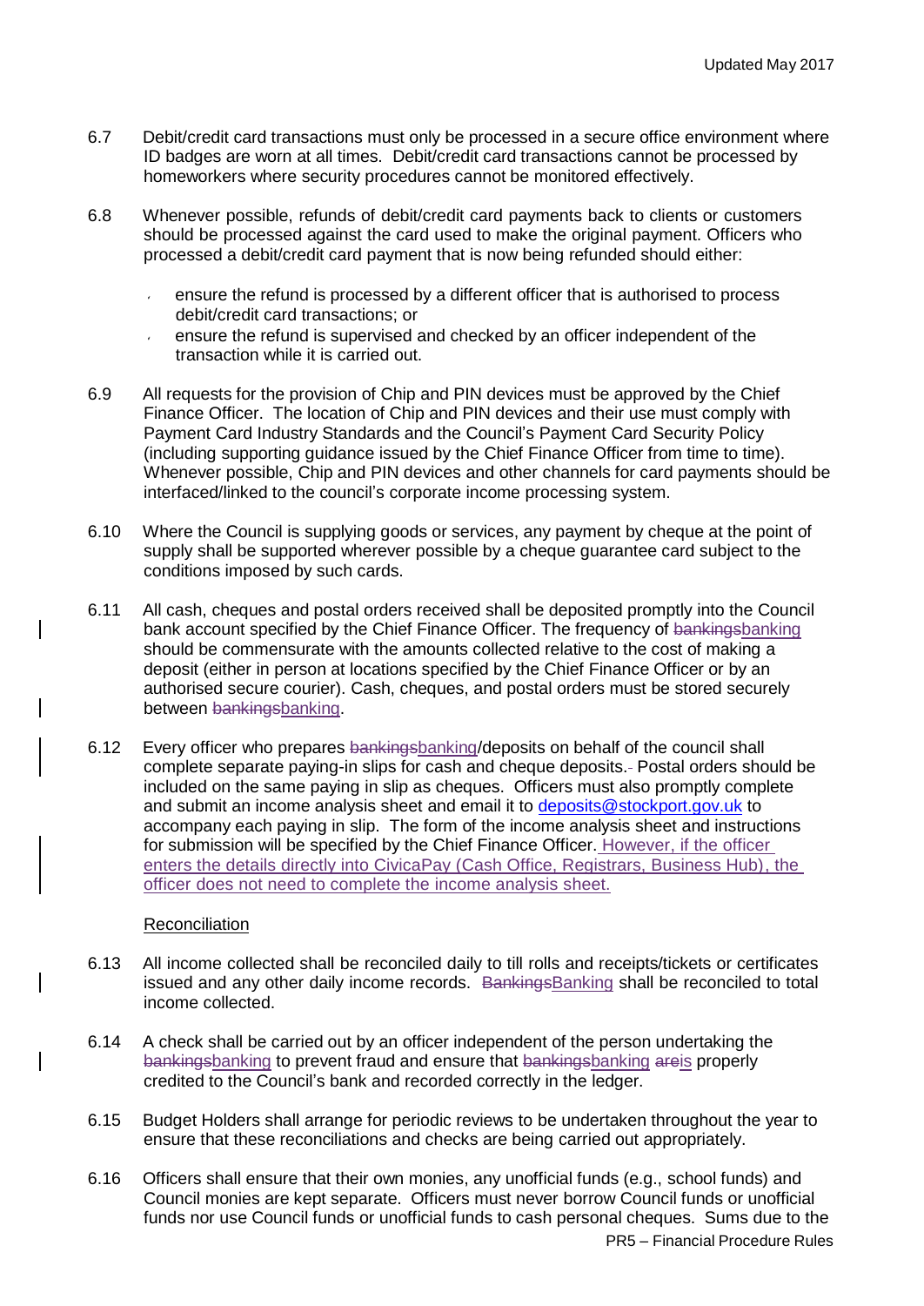6.7 Debit/credit card transactions must only be processed in a secure office environment where ID badges are worn at all times. Debit/credit card transactions cannot be processed by homeworkers where security procedures cannot be monitored effectively.

6.8 Whenever possible, refunds of debit/credit card payments back to clients or customers should be processed against the card used to make the original payment. Officers who processed a debit/credit card payment that is now being refunded should either:

- ensure the refund is processed by a different officer that is authorised to process debit/credit card transactions; or
- ensure the refund is supervised and checked by an officer independent of the transaction while it is carried out.

6.9 All requests for the provision of Chip and PIN devices must be approved by the Chief Finance Officer. The location of Chip and PIN devices and their use must comply with Payment Card Industry Standards and the Council's Payment Card Security Policy (including supporting guidance issued by the Chief Finance Officer from time to time). Whenever possible, Chip and PIN devices and other channels for card payments should be interfaced/linked to the council's corporate income processing system.

6.10 Where the Council is supplying goods or services, any payment by cheque at the point of supply shall be supported wherever possible by a cheque guarantee card subject to the conditions imposed by such cards.

6.11 All cash, cheques and postal orders received shall be deposited promptly into the Council bank account specified by the Chief Finance Officer. The frequency of ~~bankings~~banking should be commensurate with the amounts collected relative to the cost of making a deposit (either in person at locations specified by the Chief Finance Officer or by an authorised secure courier). Cash, cheques, and postal orders must be stored securely between ~~bankings~~banking.

6.12 Every officer who prepares ~~bankings~~banking/deposits on behalf of the council shall complete separate paying-in slips for cash and cheque deposits. Postal orders should be included on the same paying in slip as cheques. Officers must also promptly complete and submit an income analysis sheet and email it to deposits@stockport.gov.uk to accompany each paying in slip. The form of the income analysis sheet and instructions for submission will be specified by the Chief Finance Officer. However, if the officer enters the details directly into CivicaPay (Cash Office, Registrars, Business Hub), the officer does not need to complete the income analysis sheet.

Reconciliation

6.13 All income collected shall be reconciled daily to till rolls and receipts/tickets or certificates issued and any other daily income records. ~~Bankings~~Banking shall be reconciled to total income collected.

6.14 A check shall be carried out by an officer independent of the person undertaking the ~~bankings~~banking to prevent fraud and ensure that ~~bankings~~banking ~~are~~is properly credited to the Council's bank and recorded correctly in the ledger.

6.15 Budget Holders shall arrange for periodic reviews to be undertaken throughout the year to ensure that these reconciliations and checks are being carried out appropriately.

6.16 Officers shall ensure that their own monies, any unofficial funds (e.g., school funds) and Council monies are kept separate. Officers must never borrow Council funds or unofficial funds nor use Council funds or unofficial funds to cash personal cheques. Sums due to the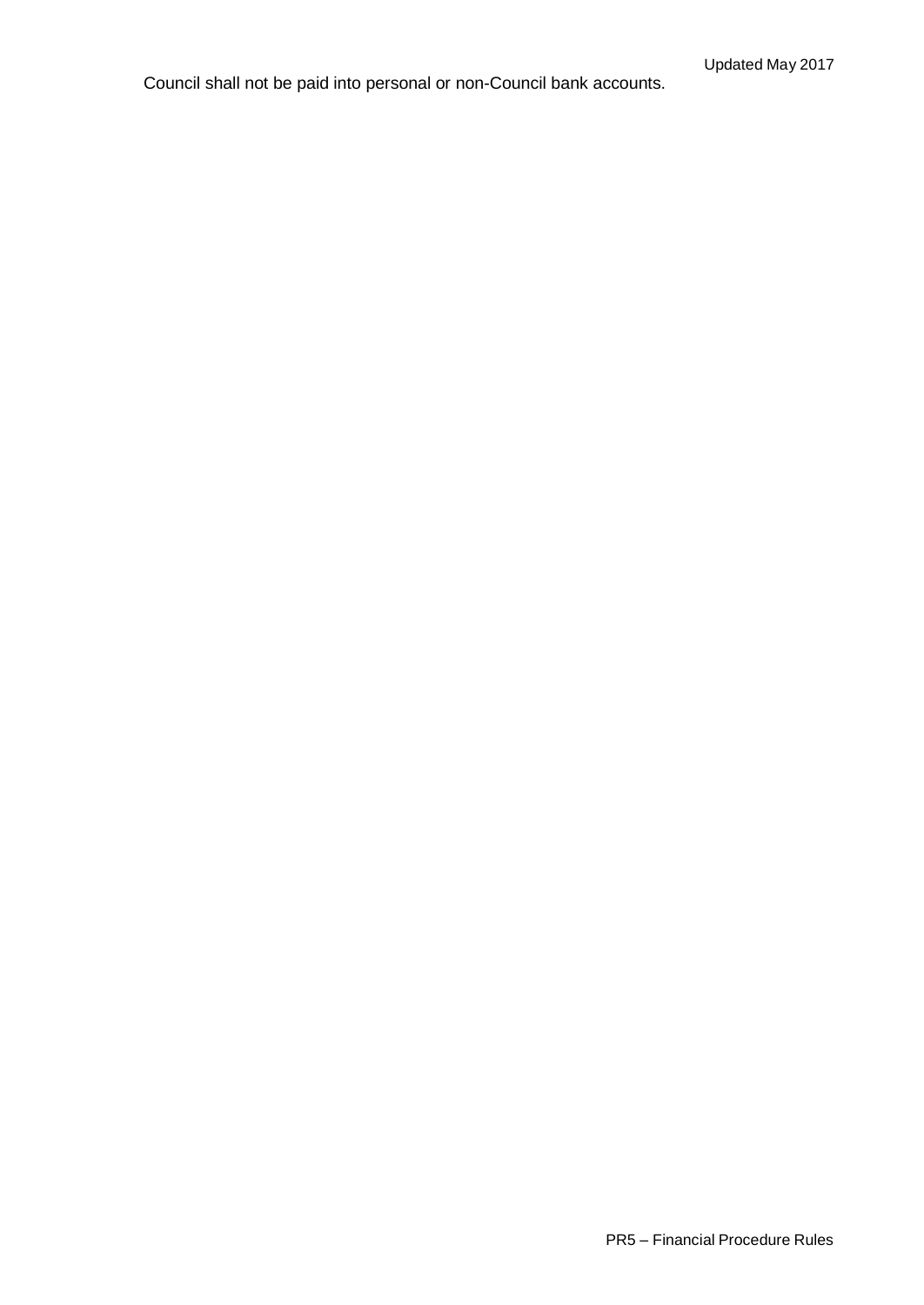Council shall not be paid into personal or non-Council bank accounts.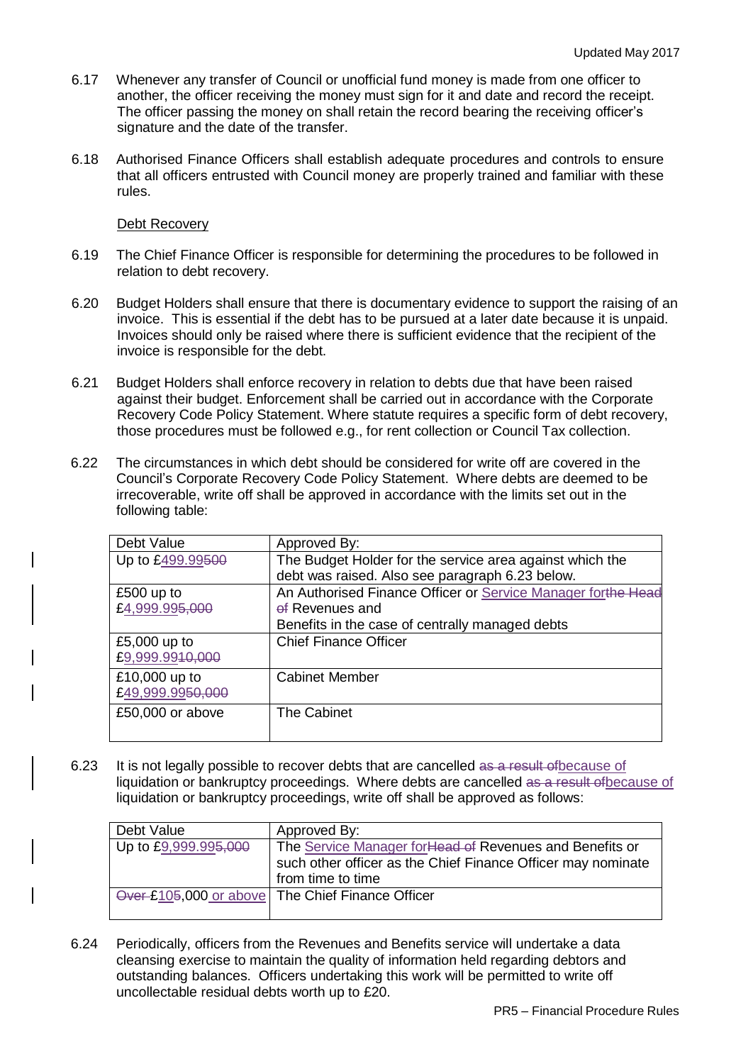6.17 Whenever any transfer of Council or unofficial fund money is made from one officer to another, the officer receiving the money must sign for it and date and record the receipt. The officer passing the money on shall retain the record bearing the receiving officer's signature and the date of the transfer.

6.18 Authorised Finance Officers shall establish adequate procedures and controls to ensure that all officers entrusted with Council money are properly trained and familiar with these rules.

Debt Recovery

6.19 The Chief Finance Officer is responsible for determining the procedures to be followed in relation to debt recovery.

6.20 Budget Holders shall ensure that there is documentary evidence to support the raising of an invoice. This is essential if the debt has to be pursued at a later date because it is unpaid. Invoices should only be raised where there is sufficient evidence that the recipient of the invoice is responsible for the debt.

6.21 Budget Holders shall enforce recovery in relation to debts due that have been raised against their budget. Enforcement shall be carried out in accordance with the Corporate Recovery Code Policy Statement. Where statute requires a specific form of debt recovery, those procedures must be followed e.g., for rent collection or Council Tax collection.

6.22 The circumstances in which debt should be considered for write off are covered in the Council's Corporate Recovery Code Policy Statement. Where debts are deemed to be irrecoverable, write off shall be approved in accordance with the limits set out in the following table:

| Debt Value | Approved By: |
| --- | --- |
| Up to £499.99~~500~~ | The Budget Holder for the service area against which the debt was raised. Also see paragraph 6.23 below. |
| £500 up to £4,999.99~~5,000~~ | An Authorised Finance Officer or Service Manager for~~the Head of~~ Revenues and Benefits in the case of centrally managed debts |
| £5,000 up to £9,999.99~~10,000~~ | Chief Finance Officer |
| £10,000 up to £49,999.99~~50,000~~ | Cabinet Member |
| £50,000 or above | The Cabinet |

6.23 It is not legally possible to recover debts that are cancelled ~~as a result of~~because of liquidation or bankruptcy proceedings. Where debts are cancelled ~~as a result of~~because of liquidation or bankruptcy proceedings, write off shall be approved as follows:

| Debt Value | Approved By: |
| --- | --- |
| Up to £9,999.99~~5,000~~ | The Service Manager for~~Head of~~ Revenues and Benefits or such other officer as the Chief Finance Officer may nominate from time to time |
| ~~Over~~ £10~~5~~,000 or above | The Chief Finance Officer |

6.24 Periodically, officers from the Revenues and Benefits service will undertake a data cleansing exercise to maintain the quality of information held regarding debtors and outstanding balances. Officers undertaking this work will be permitted to write off uncollectable residual debts worth up to £20.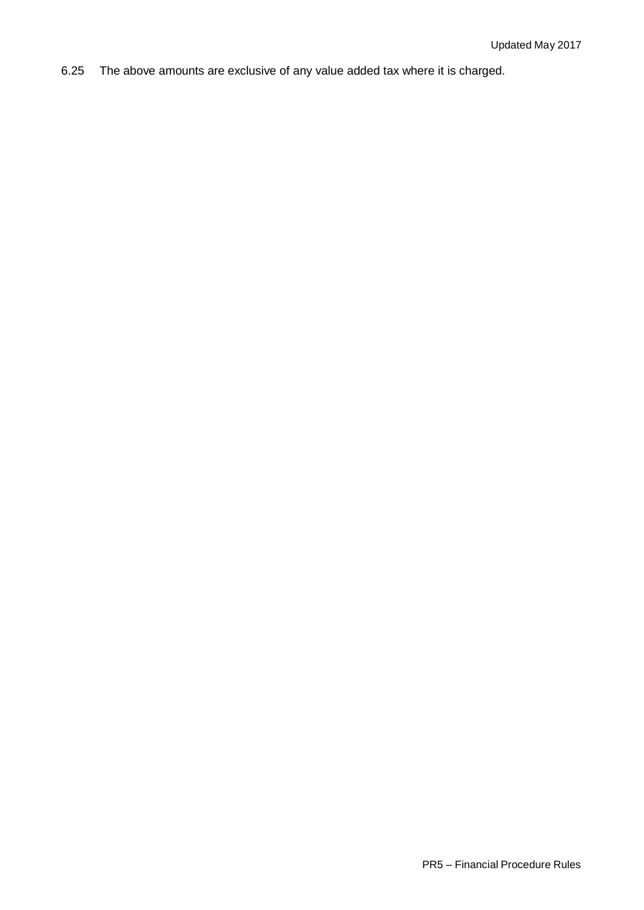6.25 The above amounts are exclusive of any value added tax where it is charged.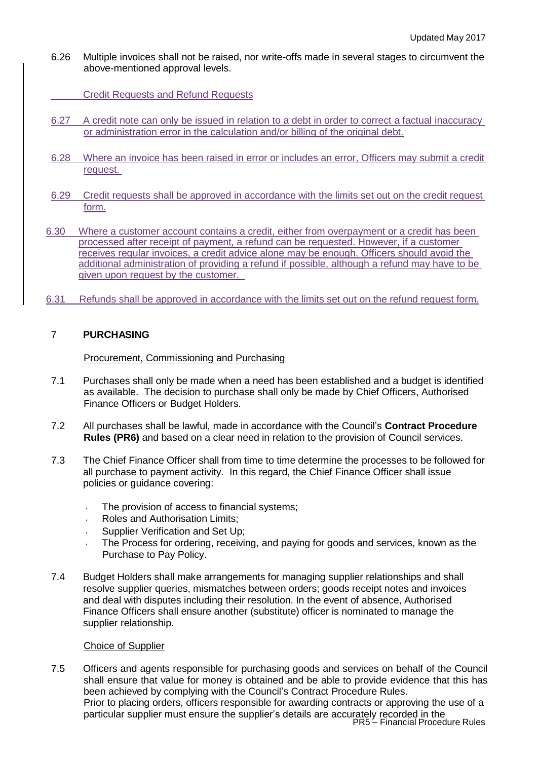6.26 Multiple invoices shall not be raised, nor write-offs made in several stages to circumvent the above-mentioned approval levels.

Credit Requests and Refund Requests

6.27 A credit note can only be issued in relation to a debt in order to correct a factual inaccuracy or administration error in the calculation and/or billing of the original debt.

6.28 Where an invoice has been raised in error or includes an error, Officers may submit a credit request.

6.29 Credit requests shall be approved in accordance with the limits set out on the credit request form.

6.30 Where a customer account contains a credit, either from overpayment or a credit has been processed after receipt of payment, a refund can be requested. However, if a customer receives regular invoices, a credit advice alone may be enough. Officers should avoid the additional administration of providing a refund if possible, although a refund may have to be given upon request by the customer.

6.31 Refunds shall be approved in accordance with the limits set out on the refund request form.

## 7 PURCHASING

Procurement, Commissioning and Purchasing

7.1 Purchases shall only be made when a need has been established and a budget is identified as available. The decision to purchase shall only be made by Chief Officers, Authorised Finance Officers or Budget Holders.

7.2 All purchases shall be lawful, made in accordance with the Council's **Contract Procedure Rules (PR6)** and based on a clear need in relation to the provision of Council services.

7.3 The Chief Finance Officer shall from time to time determine the processes to be followed for all purchase to payment activity. In this regard, the Chief Finance Officer shall issue policies or guidance covering:

- The provision of access to financial systems;
- Roles and Authorisation Limits;
- Supplier Verification and Set Up;
- The Process for ordering, receiving, and paying for goods and services, known as the Purchase to Pay Policy.

7.4 Budget Holders shall make arrangements for managing supplier relationships and shall resolve supplier queries, mismatches between orders; goods receipt notes and invoices and deal with disputes including their resolution. In the event of absence, Authorised Finance Officers shall ensure another (substitute) officer is nominated to manage the supplier relationship.

Choice of Supplier

7.5 Officers and agents responsible for purchasing goods and services on behalf of the Council shall ensure that value for money is obtained and be able to provide evidence that this has been achieved by complying with the Council's Contract Procedure Rules.
Prior to placing orders, officers responsible for awarding contracts or approving the use of a particular supplier must ensure the supplier's details are accurately recorded in the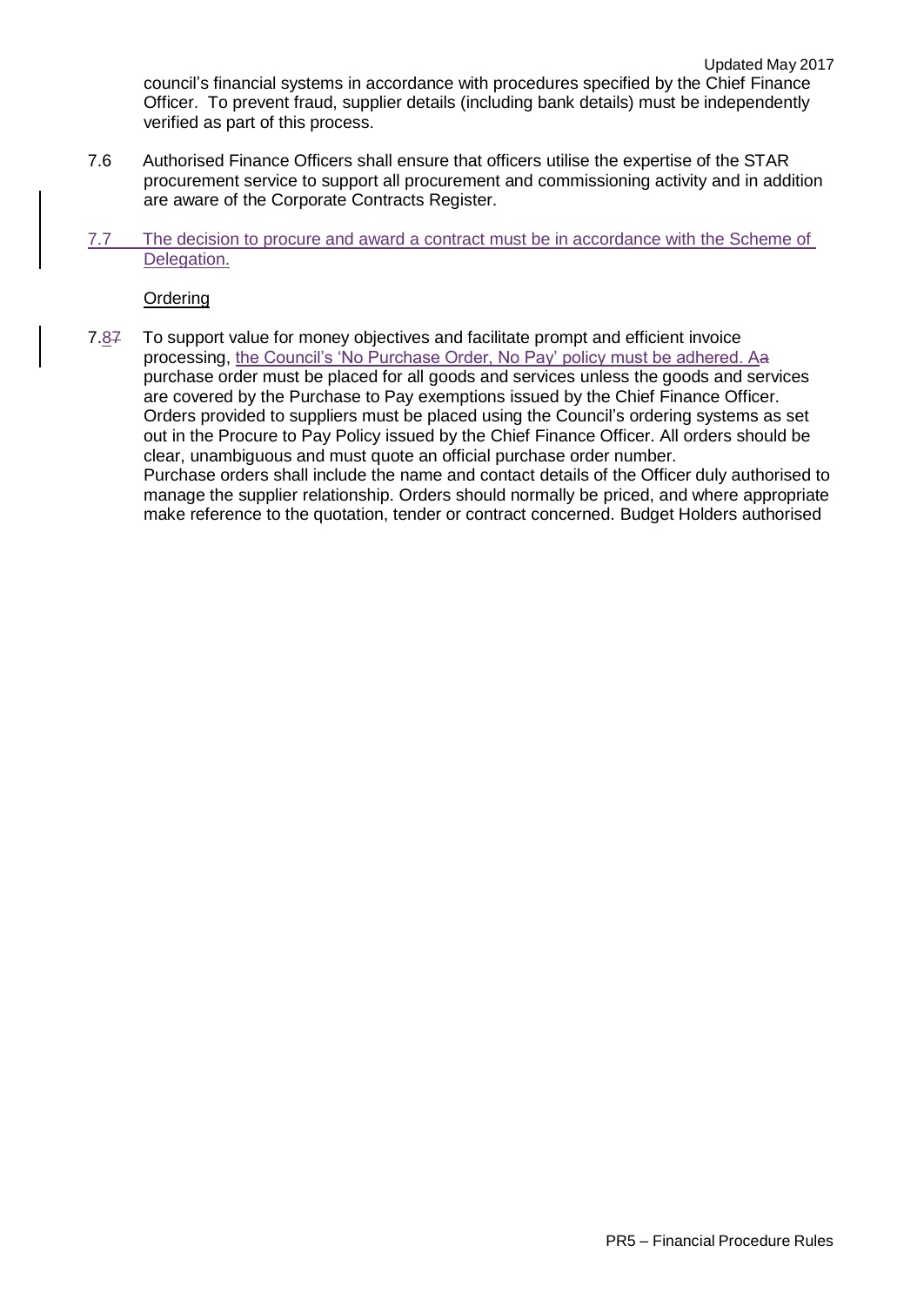council's financial systems in accordance with procedures specified by the Chief Finance Officer. To prevent fraud, supplier details (including bank details) must be independently verified as part of this process.

7.6 Authorised Finance Officers shall ensure that officers utilise the expertise of the STAR procurement service to support all procurement and commissioning activity and in addition are aware of the Corporate Contracts Register.

7.7 The decision to procure and award a contract must be in accordance with the Scheme of Delegation.

Ordering

7.8 To support value for money objectives and facilitate prompt and efficient invoice processing, the Council's 'No Purchase Order, No Pay' policy must be adhered. A purchase order must be placed for all goods and services unless the goods and services are covered by the Purchase to Pay exemptions issued by the Chief Finance Officer. Orders provided to suppliers must be placed using the Council's ordering systems as set out in the Procure to Pay Policy issued by the Chief Finance Officer. All orders should be clear, unambiguous and must quote an official purchase order number.
Purchase orders shall include the name and contact details of the Officer duly authorised to manage the supplier relationship. Orders should normally be priced, and where appropriate make reference to the quotation, tender or contract concerned. Budget Holders authorised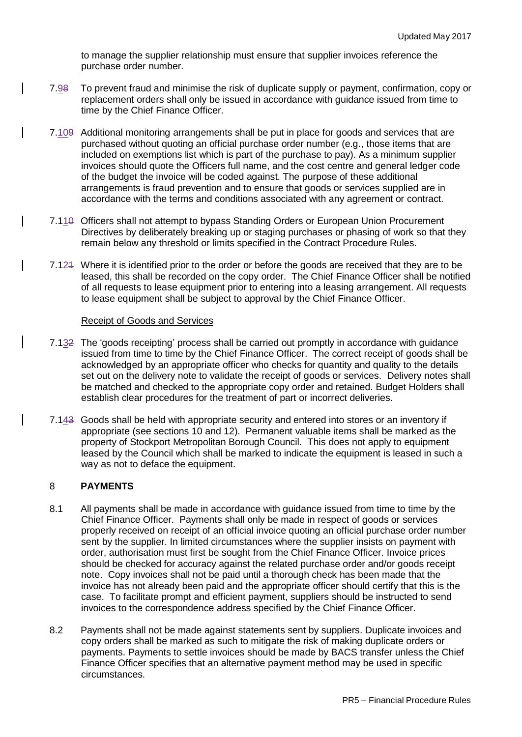to manage the supplier relationship must ensure that supplier invoices reference the purchase order number.

7.98 To prevent fraud and minimise the risk of duplicate supply or payment, confirmation, copy or replacement orders shall only be issued in accordance with guidance issued from time to time by the Chief Finance Officer.

7.109 Additional monitoring arrangements shall be put in place for goods and services that are purchased without quoting an official purchase order number (e.g., those items that are included on exemptions list which is part of the purchase to pay). As a minimum supplier invoices should quote the Officers full name, and the cost centre and general ledger code of the budget the invoice will be coded against. The purpose of these additional arrangements is fraud prevention and to ensure that goods or services supplied are in accordance with the terms and conditions associated with any agreement or contract.

7.110 Officers shall not attempt to bypass Standing Orders or European Union Procurement Directives by deliberately breaking up or staging purchases or phasing of work so that they remain below any threshold or limits specified in the Contract Procedure Rules.

7.121 Where it is identified prior to the order or before the goods are received that they are to be leased, this shall be recorded on the copy order. The Chief Finance Officer shall be notified of all requests to lease equipment prior to entering into a leasing arrangement. All requests to lease equipment shall be subject to approval by the Chief Finance Officer.

Receipt of Goods and Services

7.132 The 'goods receipting' process shall be carried out promptly in accordance with guidance issued from time to time by the Chief Finance Officer. The correct receipt of goods shall be acknowledged by an appropriate officer who checks for quantity and quality to the details set out on the delivery note to validate the receipt of goods or services. Delivery notes shall be matched and checked to the appropriate copy order and retained. Budget Holders shall establish clear procedures for the treatment of part or incorrect deliveries.

7.143 Goods shall be held with appropriate security and entered into stores or an inventory if appropriate (see sections 10 and 12). Permanent valuable items shall be marked as the property of Stockport Metropolitan Borough Council. This does not apply to equipment leased by the Council which shall be marked to indicate the equipment is leased in such a way as not to deface the equipment.

## 8 PAYMENTS

8.1 All payments shall be made in accordance with guidance issued from time to time by the Chief Finance Officer. Payments shall only be made in respect of goods or services properly received on receipt of an official invoice quoting an official purchase order number sent by the supplier. In limited circumstances where the supplier insists on payment with order, authorisation must first be sought from the Chief Finance Officer. Invoice prices should be checked for accuracy against the related purchase order and/or goods receipt note. Copy invoices shall not be paid until a thorough check has been made that the invoice has not already been paid and the appropriate officer should certify that this is the case. To facilitate prompt and efficient payment, suppliers should be instructed to send invoices to the correspondence address specified by the Chief Finance Officer.

8.2 Payments shall not be made against statements sent by suppliers. Duplicate invoices and copy orders shall be marked as such to mitigate the risk of making duplicate orders or payments. Payments to settle invoices should be made by BACS transfer unless the Chief Finance Officer specifies that an alternative payment method may be used in specific circumstances.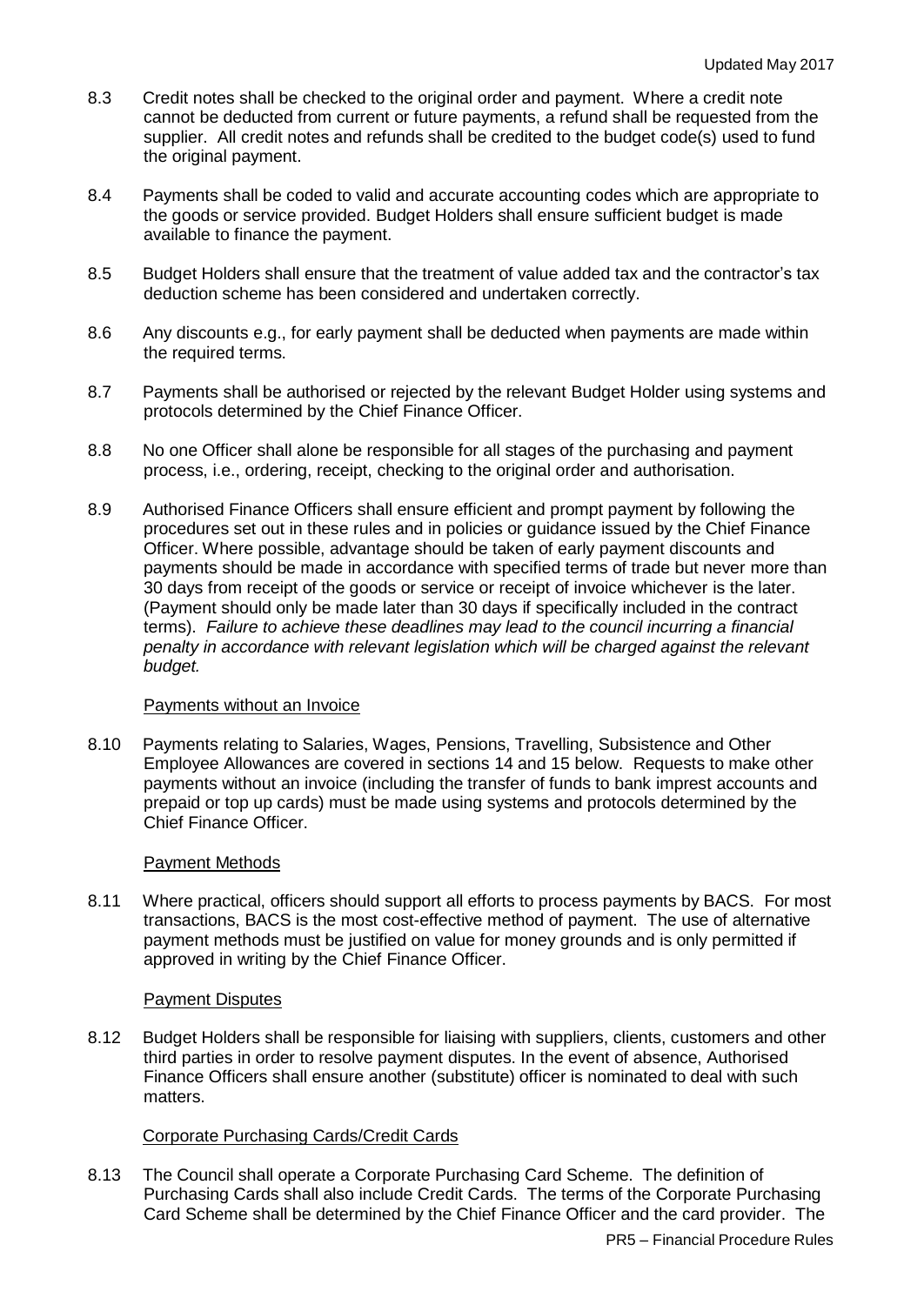8.3 Credit notes shall be checked to the original order and payment. Where a credit note cannot be deducted from current or future payments, a refund shall be requested from the supplier. All credit notes and refunds shall be credited to the budget code(s) used to fund the original payment.

8.4 Payments shall be coded to valid and accurate accounting codes which are appropriate to the goods or service provided. Budget Holders shall ensure sufficient budget is made available to finance the payment.

8.5 Budget Holders shall ensure that the treatment of value added tax and the contractor's tax deduction scheme has been considered and undertaken correctly.

8.6 Any discounts e.g., for early payment shall be deducted when payments are made within the required terms.

8.7 Payments shall be authorised or rejected by the relevant Budget Holder using systems and protocols determined by the Chief Finance Officer.

8.8 No one Officer shall alone be responsible for all stages of the purchasing and payment process, i.e., ordering, receipt, checking to the original order and authorisation.

8.9 Authorised Finance Officers shall ensure efficient and prompt payment by following the procedures set out in these rules and in policies or guidance issued by the Chief Finance Officer. Where possible, advantage should be taken of early payment discounts and payments should be made in accordance with specified terms of trade but never more than 30 days from receipt of the goods or service or receipt of invoice whichever is the later. (Payment should only be made later than 30 days if specifically included in the contract terms). *Failure to achieve these deadlines may lead to the council incurring a financial penalty in accordance with relevant legislation which will be charged against the relevant budget.*

Payments without an Invoice

8.10 Payments relating to Salaries, Wages, Pensions, Travelling, Subsistence and Other Employee Allowances are covered in sections 14 and 15 below. Requests to make other payments without an invoice (including the transfer of funds to bank imprest accounts and prepaid or top up cards) must be made using systems and protocols determined by the Chief Finance Officer.

Payment Methods

8.11 Where practical, officers should support all efforts to process payments by BACS. For most transactions, BACS is the most cost-effective method of payment. The use of alternative payment methods must be justified on value for money grounds and is only permitted if approved in writing by the Chief Finance Officer.

Payment Disputes

8.12 Budget Holders shall be responsible for liaising with suppliers, clients, customers and other third parties in order to resolve payment disputes. In the event of absence, Authorised Finance Officers shall ensure another (substitute) officer is nominated to deal with such matters.

Corporate Purchasing Cards/Credit Cards

8.13 The Council shall operate a Corporate Purchasing Card Scheme. The definition of Purchasing Cards shall also include Credit Cards. The terms of the Corporate Purchasing Card Scheme shall be determined by the Chief Finance Officer and the card provider. The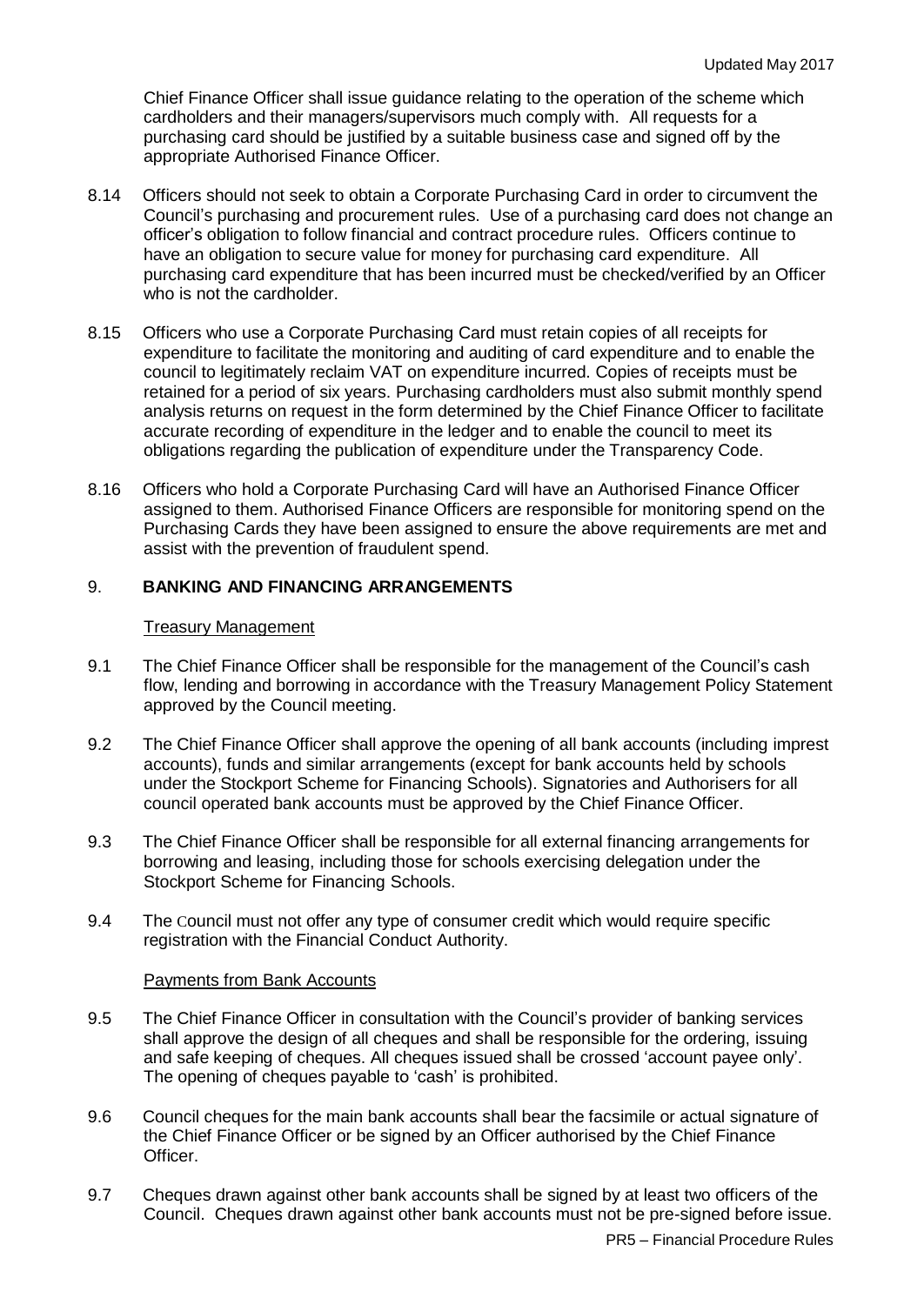Chief Finance Officer shall issue guidance relating to the operation of the scheme which cardholders and their managers/supervisors much comply with. All requests for a purchasing card should be justified by a suitable business case and signed off by the appropriate Authorised Finance Officer.

8.14 Officers should not seek to obtain a Corporate Purchasing Card in order to circumvent the Council's purchasing and procurement rules. Use of a purchasing card does not change an officer's obligation to follow financial and contract procedure rules. Officers continue to have an obligation to secure value for money for purchasing card expenditure. All purchasing card expenditure that has been incurred must be checked/verified by an Officer who is not the cardholder.

8.15 Officers who use a Corporate Purchasing Card must retain copies of all receipts for expenditure to facilitate the monitoring and auditing of card expenditure and to enable the council to legitimately reclaim VAT on expenditure incurred. Copies of receipts must be retained for a period of six years. Purchasing cardholders must also submit monthly spend analysis returns on request in the form determined by the Chief Finance Officer to facilitate accurate recording of expenditure in the ledger and to enable the council to meet its obligations regarding the publication of expenditure under the Transparency Code.

8.16 Officers who hold a Corporate Purchasing Card will have an Authorised Finance Officer assigned to them. Authorised Finance Officers are responsible for monitoring spend on the Purchasing Cards they have been assigned to ensure the above requirements are met and assist with the prevention of fraudulent spend.

## 9. BANKING AND FINANCING ARRANGEMENTS

### Treasury Management

9.1 The Chief Finance Officer shall be responsible for the management of the Council's cash flow, lending and borrowing in accordance with the Treasury Management Policy Statement approved by the Council meeting.

9.2 The Chief Finance Officer shall approve the opening of all bank accounts (including imprest accounts), funds and similar arrangements (except for bank accounts held by schools under the Stockport Scheme for Financing Schools). Signatories and Authorisers for all council operated bank accounts must be approved by the Chief Finance Officer.

9.3 The Chief Finance Officer shall be responsible for all external financing arrangements for borrowing and leasing, including those for schools exercising delegation under the Stockport Scheme for Financing Schools.

9.4 The Council must not offer any type of consumer credit which would require specific registration with the Financial Conduct Authority.

### Payments from Bank Accounts

9.5 The Chief Finance Officer in consultation with the Council's provider of banking services shall approve the design of all cheques and shall be responsible for the ordering, issuing and safe keeping of cheques. All cheques issued shall be crossed 'account payee only'. The opening of cheques payable to 'cash' is prohibited.

9.6 Council cheques for the main bank accounts shall bear the facsimile or actual signature of the Chief Finance Officer or be signed by an Officer authorised by the Chief Finance Officer.

9.7 Cheques drawn against other bank accounts shall be signed by at least two officers of the Council. Cheques drawn against other bank accounts must not be pre-signed before issue.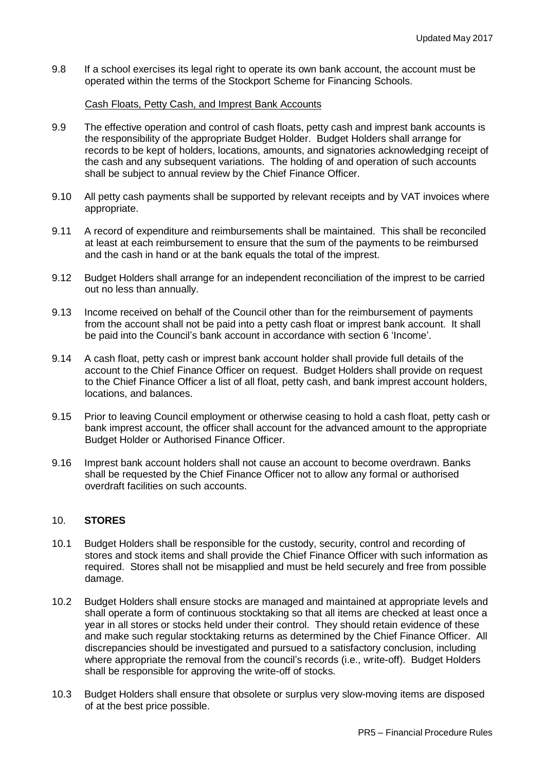9.8 If a school exercises its legal right to operate its own bank account, the account must be operated within the terms of the Stockport Scheme for Financing Schools.

Cash Floats, Petty Cash, and Imprest Bank Accounts

9.9 The effective operation and control of cash floats, petty cash and imprest bank accounts is the responsibility of the appropriate Budget Holder. Budget Holders shall arrange for records to be kept of holders, locations, amounts, and signatories acknowledging receipt of the cash and any subsequent variations. The holding of and operation of such accounts shall be subject to annual review by the Chief Finance Officer.

9.10 All petty cash payments shall be supported by relevant receipts and by VAT invoices where appropriate.

9.11 A record of expenditure and reimbursements shall be maintained. This shall be reconciled at least at each reimbursement to ensure that the sum of the payments to be reimbursed and the cash in hand or at the bank equals the total of the imprest.

9.12 Budget Holders shall arrange for an independent reconciliation of the imprest to be carried out no less than annually.

9.13 Income received on behalf of the Council other than for the reimbursement of payments from the account shall not be paid into a petty cash float or imprest bank account. It shall be paid into the Council's bank account in accordance with section 6 'Income'.

9.14 A cash float, petty cash or imprest bank account holder shall provide full details of the account to the Chief Finance Officer on request. Budget Holders shall provide on request to the Chief Finance Officer a list of all float, petty cash, and bank imprest account holders, locations, and balances.

9.15 Prior to leaving Council employment or otherwise ceasing to hold a cash float, petty cash or bank imprest account, the officer shall account for the advanced amount to the appropriate Budget Holder or Authorised Finance Officer.

9.16 Imprest bank account holders shall not cause an account to become overdrawn. Banks shall be requested by the Chief Finance Officer not to allow any formal or authorised overdraft facilities on such accounts.

## 10. STORES

10.1 Budget Holders shall be responsible for the custody, security, control and recording of stores and stock items and shall provide the Chief Finance Officer with such information as required. Stores shall not be misapplied and must be held securely and free from possible damage.

10.2 Budget Holders shall ensure stocks are managed and maintained at appropriate levels and shall operate a form of continuous stocktaking so that all items are checked at least once a year in all stores or stocks held under their control. They should retain evidence of these and make such regular stocktaking returns as determined by the Chief Finance Officer. All discrepancies should be investigated and pursued to a satisfactory conclusion, including where appropriate the removal from the council's records (i.e., write-off). Budget Holders shall be responsible for approving the write-off of stocks.

10.3 Budget Holders shall ensure that obsolete or surplus very slow-moving items are disposed of at the best price possible.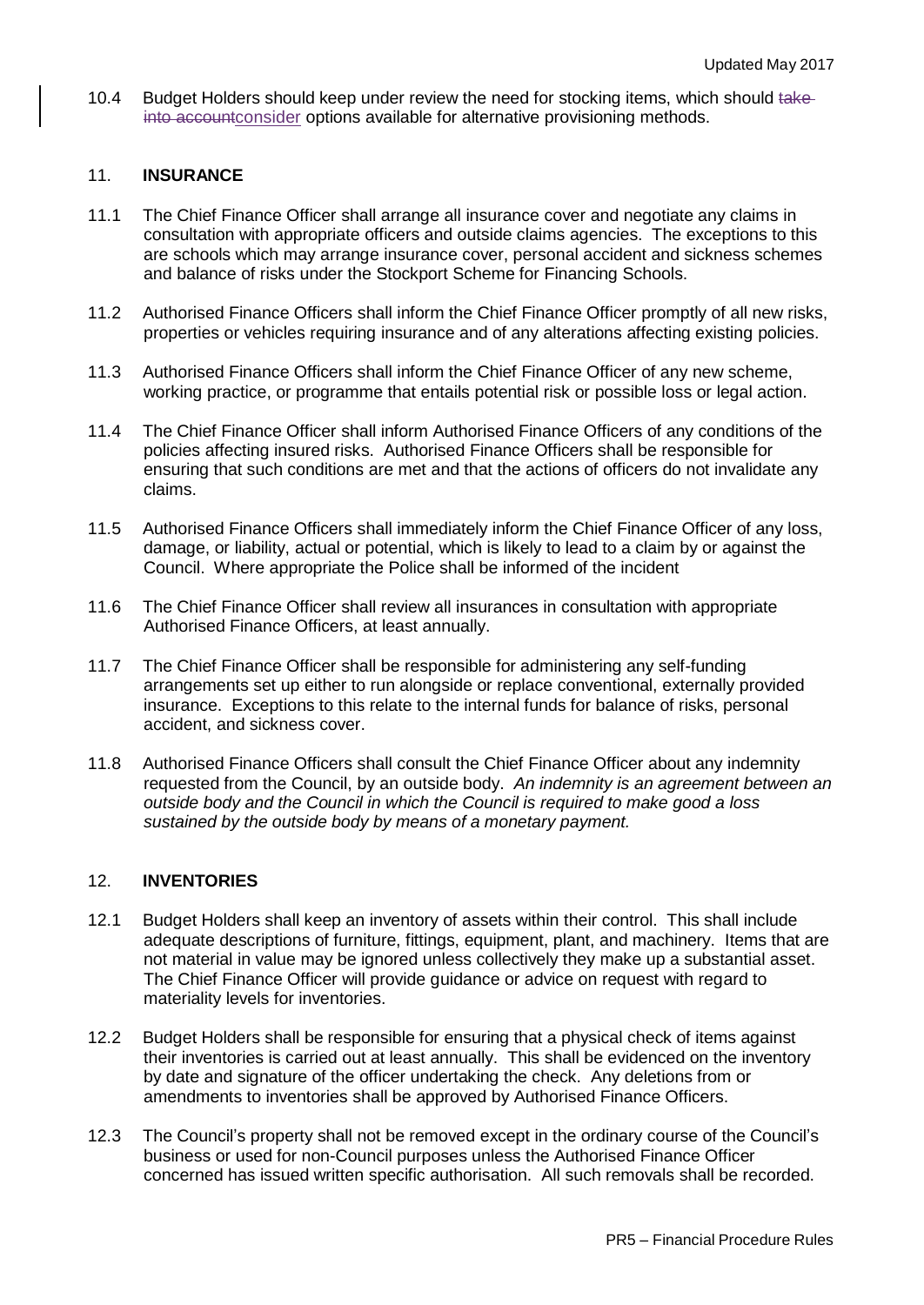10.4 Budget Holders should keep under review the need for stocking items, which should ~~take into account~~consider options available for alternative provisioning methods.

## 11. INSURANCE

11.1 The Chief Finance Officer shall arrange all insurance cover and negotiate any claims in consultation with appropriate officers and outside claims agencies. The exceptions to this are schools which may arrange insurance cover, personal accident and sickness schemes and balance of risks under the Stockport Scheme for Financing Schools.

11.2 Authorised Finance Officers shall inform the Chief Finance Officer promptly of all new risks, properties or vehicles requiring insurance and of any alterations affecting existing policies.

11.3 Authorised Finance Officers shall inform the Chief Finance Officer of any new scheme, working practice, or programme that entails potential risk or possible loss or legal action.

11.4 The Chief Finance Officer shall inform Authorised Finance Officers of any conditions of the policies affecting insured risks. Authorised Finance Officers shall be responsible for ensuring that such conditions are met and that the actions of officers do not invalidate any claims.

11.5 Authorised Finance Officers shall immediately inform the Chief Finance Officer of any loss, damage, or liability, actual or potential, which is likely to lead to a claim by or against the Council. Where appropriate the Police shall be informed of the incident

11.6 The Chief Finance Officer shall review all insurances in consultation with appropriate Authorised Finance Officers, at least annually.

11.7 The Chief Finance Officer shall be responsible for administering any self-funding arrangements set up either to run alongside or replace conventional, externally provided insurance. Exceptions to this relate to the internal funds for balance of risks, personal accident, and sickness cover.

11.8 Authorised Finance Officers shall consult the Chief Finance Officer about any indemnity requested from the Council, by an outside body. *An indemnity is an agreement between an outside body and the Council in which the Council is required to make good a loss sustained by the outside body by means of a monetary payment.*

## 12. INVENTORIES

12.1 Budget Holders shall keep an inventory of assets within their control. This shall include adequate descriptions of furniture, fittings, equipment, plant, and machinery. Items that are not material in value may be ignored unless collectively they make up a substantial asset. The Chief Finance Officer will provide guidance or advice on request with regard to materiality levels for inventories.

12.2 Budget Holders shall be responsible for ensuring that a physical check of items against their inventories is carried out at least annually. This shall be evidenced on the inventory by date and signature of the officer undertaking the check. Any deletions from or amendments to inventories shall be approved by Authorised Finance Officers.

12.3 The Council's property shall not be removed except in the ordinary course of the Council's business or used for non-Council purposes unless the Authorised Finance Officer concerned has issued written specific authorisation. All such removals shall be recorded.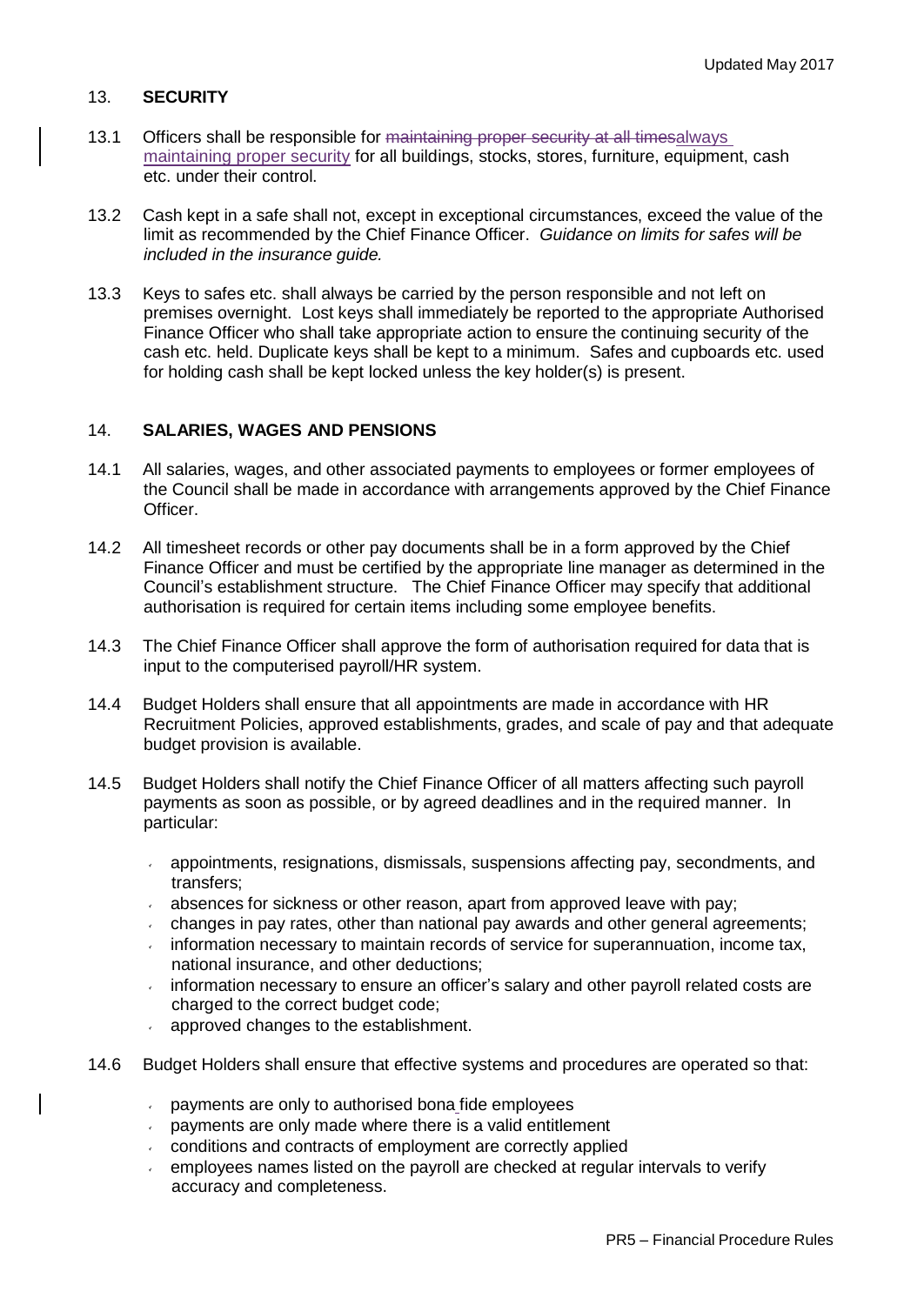## 13. SECURITY

13.1 Officers shall be responsible for ~~maintaining proper security at all times~~always maintaining proper security for all buildings, stocks, stores, furniture, equipment, cash etc. under their control.

13.2 Cash kept in a safe shall not, except in exceptional circumstances, exceed the value of the limit as recommended by the Chief Finance Officer. *Guidance on limits for safes will be included in the insurance guide.*

13.3 Keys to safes etc. shall always be carried by the person responsible and not left on premises overnight. Lost keys shall immediately be reported to the appropriate Authorised Finance Officer who shall take appropriate action to ensure the continuing security of the cash etc. held. Duplicate keys shall be kept to a minimum. Safes and cupboards etc. used for holding cash shall be kept locked unless the key holder(s) is present.

## 14. SALARIES, WAGES AND PENSIONS

14.1 All salaries, wages, and other associated payments to employees or former employees of the Council shall be made in accordance with arrangements approved by the Chief Finance Officer.

14.2 All timesheet records or other pay documents shall be in a form approved by the Chief Finance Officer and must be certified by the appropriate line manager as determined in the Council's establishment structure. The Chief Finance Officer may specify that additional authorisation is required for certain items including some employee benefits.

14.3 The Chief Finance Officer shall approve the form of authorisation required for data that is input to the computerised payroll/HR system.

14.4 Budget Holders shall ensure that all appointments are made in accordance with HR Recruitment Policies, approved establishments, grades, and scale of pay and that adequate budget provision is available.

14.5 Budget Holders shall notify the Chief Finance Officer of all matters affecting such payroll payments as soon as possible, or by agreed deadlines and in the required manner. In particular:

- appointments, resignations, dismissals, suspensions affecting pay, secondments, and transfers;
- absences for sickness or other reason, apart from approved leave with pay;
- changes in pay rates, other than national pay awards and other general agreements;
- information necessary to maintain records of service for superannuation, income tax, national insurance, and other deductions;
- information necessary to ensure an officer's salary and other payroll related costs are charged to the correct budget code;
- approved changes to the establishment.

14.6 Budget Holders shall ensure that effective systems and procedures are operated so that:

- payments are only to authorised bona fide employees
- payments are only made where there is a valid entitlement
- conditions and contracts of employment are correctly applied
- employees names listed on the payroll are checked at regular intervals to verify accuracy and completeness.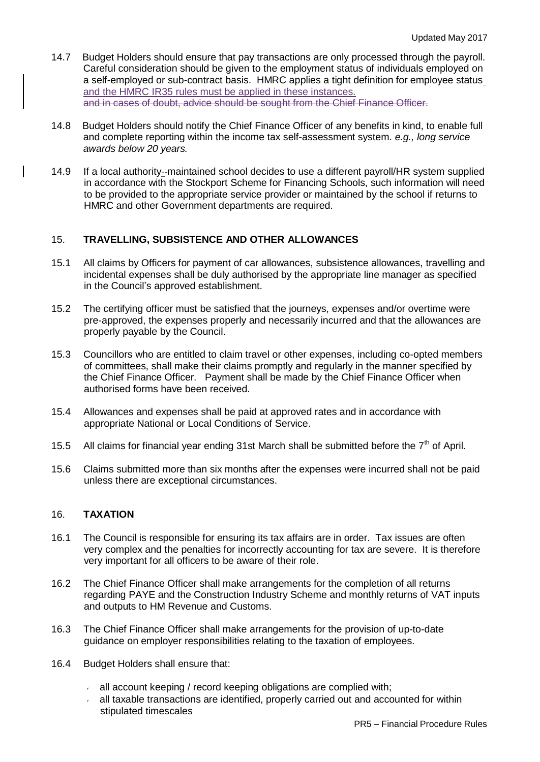14.7 Budget Holders should ensure that pay transactions are only processed through the payroll. Careful consideration should be given to the employment status of individuals employed on a self-employed or sub-contract basis. HMRC applies a tight definition for employee status and the HMRC IR35 rules must be applied in these instances. ~~and in cases of doubt, advice should be sought from the Chief Finance Officer.~~

14.8 Budget Holders should notify the Chief Finance Officer of any benefits in kind, to enable full and complete reporting within the income tax self-assessment system. *e.g., long service awards below 20 years.*

14.9 If a local authority-maintained school decides to use a different payroll/HR system supplied in accordance with the Stockport Scheme for Financing Schools, such information will need to be provided to the appropriate service provider or maintained by the school if returns to HMRC and other Government departments are required.

## 15. TRAVELLING, SUBSISTENCE AND OTHER ALLOWANCES

15.1 All claims by Officers for payment of car allowances, subsistence allowances, travelling and incidental expenses shall be duly authorised by the appropriate line manager as specified in the Council's approved establishment.

15.2 The certifying officer must be satisfied that the journeys, expenses and/or overtime were pre-approved, the expenses properly and necessarily incurred and that the allowances are properly payable by the Council.

15.3 Councillors who are entitled to claim travel or other expenses, including co-opted members of committees, shall make their claims promptly and regularly in the manner specified by the Chief Finance Officer. Payment shall be made by the Chief Finance Officer when authorised forms have been received.

15.4 Allowances and expenses shall be paid at approved rates and in accordance with appropriate National or Local Conditions of Service.

15.5 All claims for financial year ending 31st March shall be submitted before the 7th of April.

15.6 Claims submitted more than six months after the expenses were incurred shall not be paid unless there are exceptional circumstances.

## 16. TAXATION

16.1 The Council is responsible for ensuring its tax affairs are in order. Tax issues are often very complex and the penalties for incorrectly accounting for tax are severe. It is therefore very important for all officers to be aware of their role.

16.2 The Chief Finance Officer shall make arrangements for the completion of all returns regarding PAYE and the Construction Industry Scheme and monthly returns of VAT inputs and outputs to HM Revenue and Customs.

16.3 The Chief Finance Officer shall make arrangements for the provision of up-to-date guidance on employer responsibilities relating to the taxation of employees.

16.4 Budget Holders shall ensure that:

- all account keeping / record keeping obligations are complied with;
- all taxable transactions are identified, properly carried out and accounted for within stipulated timescales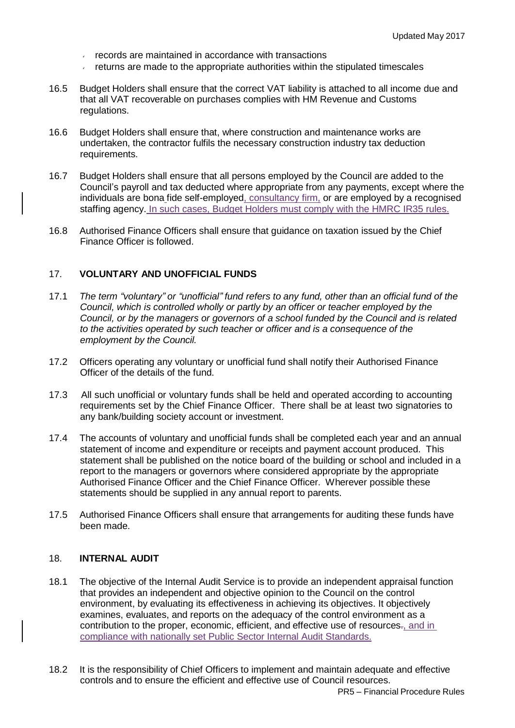- records are maintained in accordance with transactions
- returns are made to the appropriate authorities within the stipulated timescales

16.5 Budget Holders shall ensure that the correct VAT liability is attached to all income due and that all VAT recoverable on purchases complies with HM Revenue and Customs regulations.

16.6 Budget Holders shall ensure that, where construction and maintenance works are undertaken, the contractor fulfils the necessary construction industry tax deduction requirements.

16.7 Budget Holders shall ensure that all persons employed by the Council are added to the Council's payroll and tax deducted where appropriate from any payments, except where the individuals are bona fide self-employed, consultancy firm, or are employed by a recognised staffing agency. In such cases, Budget Holders must comply with the HMRC IR35 rules.

16.8 Authorised Finance Officers shall ensure that guidance on taxation issued by the Chief Finance Officer is followed.

## 17. VOLUNTARY AND UNOFFICIAL FUNDS

17.1 *The term "voluntary" or "unofficial" fund refers to any fund, other than an official fund of the Council, which is controlled wholly or partly by an officer or teacher employed by the Council, or by the managers or governors of a school funded by the Council and is related to the activities operated by such teacher or officer and is a consequence of the employment by the Council.*

17.2 Officers operating any voluntary or unofficial fund shall notify their Authorised Finance Officer of the details of the fund.

17.3 All such unofficial or voluntary funds shall be held and operated according to accounting requirements set by the Chief Finance Officer. There shall be at least two signatories to any bank/building society account or investment.

17.4 The accounts of voluntary and unofficial funds shall be completed each year and an annual statement of income and expenditure or receipts and payment account produced. This statement shall be published on the notice board of the building or school and included in a report to the managers or governors where considered appropriate by the appropriate Authorised Finance Officer and the Chief Finance Officer. Wherever possible these statements should be supplied in any annual report to parents.

17.5 Authorised Finance Officers shall ensure that arrangements for auditing these funds have been made.

## 18. INTERNAL AUDIT

18.1 The objective of the Internal Audit Service is to provide an independent appraisal function that provides an independent and objective opinion to the Council on the control environment, by evaluating its effectiveness in achieving its objectives. It objectively examines, evaluates, and reports on the adequacy of the control environment as a contribution to the proper, economic, efficient, and effective use of resources~~.~~, and in compliance with nationally set Public Sector Internal Audit Standards.

18.2 It is the responsibility of Chief Officers to implement and maintain adequate and effective controls and to ensure the efficient and effective use of Council resources.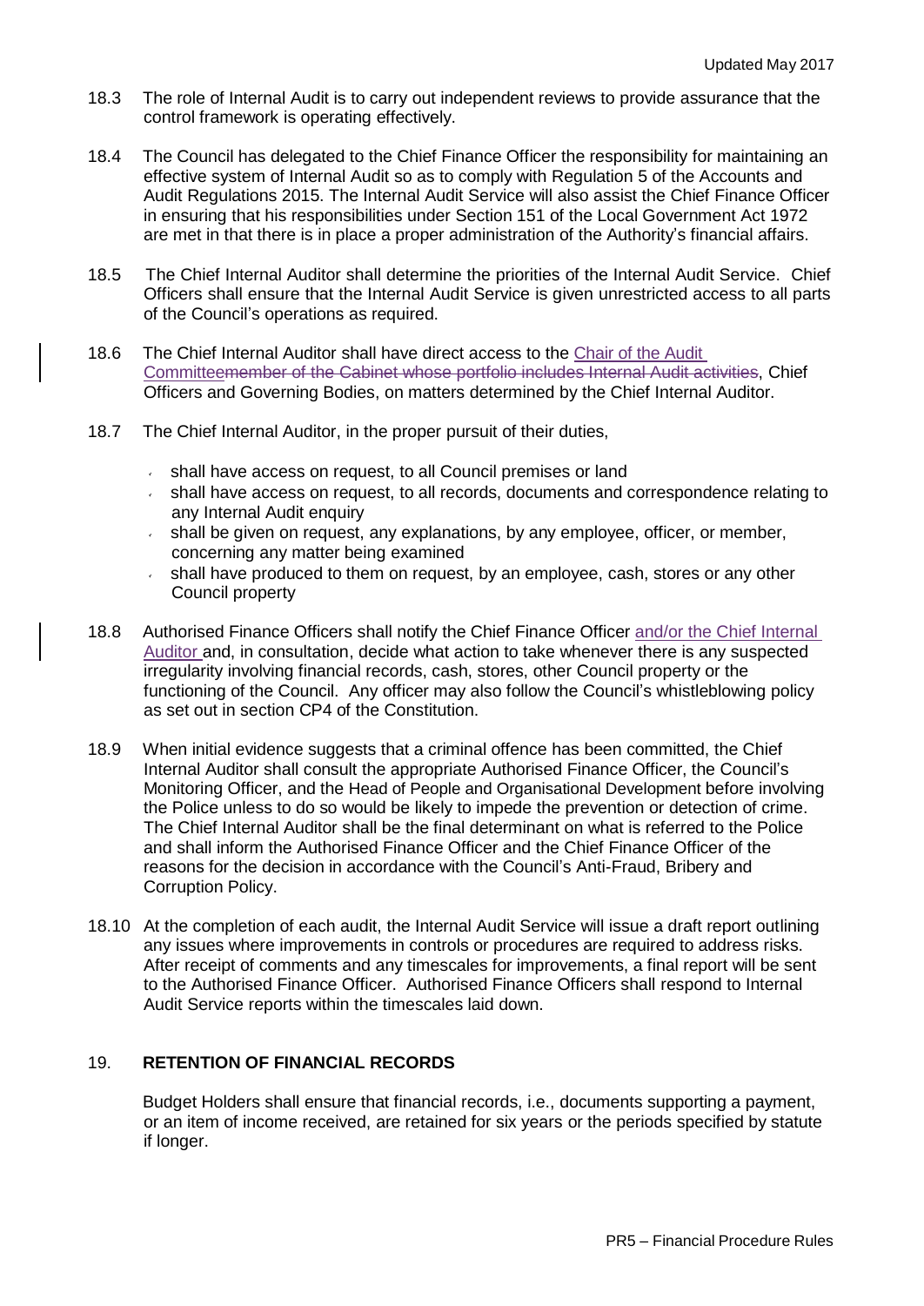18.3 The role of Internal Audit is to carry out independent reviews to provide assurance that the control framework is operating effectively.

18.4 The Council has delegated to the Chief Finance Officer the responsibility for maintaining an effective system of Internal Audit so as to comply with Regulation 5 of the Accounts and Audit Regulations 2015. The Internal Audit Service will also assist the Chief Finance Officer in ensuring that his responsibilities under Section 151 of the Local Government Act 1972 are met in that there is in place a proper administration of the Authority's financial affairs.

18.5 The Chief Internal Auditor shall determine the priorities of the Internal Audit Service. Chief Officers shall ensure that the Internal Audit Service is given unrestricted access to all parts of the Council's operations as required.

18.6 The Chief Internal Auditor shall have direct access to the Chair of the Audit Committee~~member of the Cabinet whose portfolio includes Internal Audit activities~~, Chief Officers and Governing Bodies, on matters determined by the Chief Internal Auditor.

18.7 The Chief Internal Auditor, in the proper pursuit of their duties,

- shall have access on request, to all Council premises or land
- shall have access on request, to all records, documents and correspondence relating to any Internal Audit enquiry
- shall be given on request, any explanations, by any employee, officer, or member, concerning any matter being examined
- shall have produced to them on request, by an employee, cash, stores or any other Council property

18.8 Authorised Finance Officers shall notify the Chief Finance Officer and/or the Chief Internal Auditor and, in consultation, decide what action to take whenever there is any suspected irregularity involving financial records, cash, stores, other Council property or the functioning of the Council. Any officer may also follow the Council's whistleblowing policy as set out in section CP4 of the Constitution.

18.9 When initial evidence suggests that a criminal offence has been committed, the Chief Internal Auditor shall consult the appropriate Authorised Finance Officer, the Council's Monitoring Officer, and the Head of People and Organisational Development before involving the Police unless to do so would be likely to impede the prevention or detection of crime. The Chief Internal Auditor shall be the final determinant on what is referred to the Police and shall inform the Authorised Finance Officer and the Chief Finance Officer of the reasons for the decision in accordance with the Council's Anti-Fraud, Bribery and Corruption Policy.

18.10 At the completion of each audit, the Internal Audit Service will issue a draft report outlining any issues where improvements in controls or procedures are required to address risks. After receipt of comments and any timescales for improvements, a final report will be sent to the Authorised Finance Officer. Authorised Finance Officers shall respond to Internal Audit Service reports within the timescales laid down.

## 19. RETENTION OF FINANCIAL RECORDS

Budget Holders shall ensure that financial records, i.e., documents supporting a payment, or an item of income received, are retained for six years or the periods specified by statute if longer.